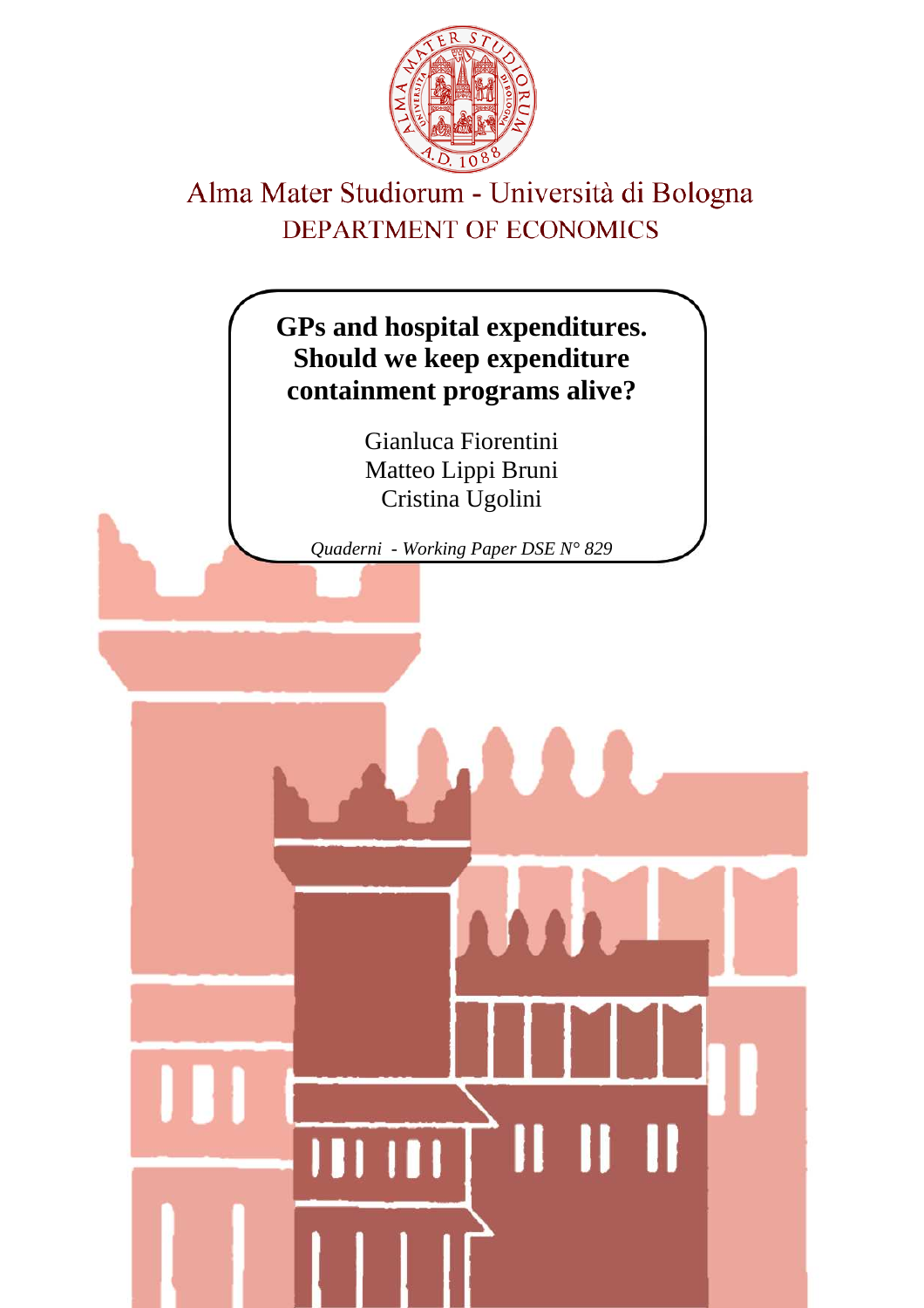Alma Mater Studiorum - Università di Bologna

DEPARTMENT OF ECONOMICS

# GPs and hospital expenditures. Should we keep expenditure containment programs alive?

Gianluca Fiorentini
Matteo Lippi Bruni
Cristina Ugolini

*Quaderni - Working Paper DSE N° 829*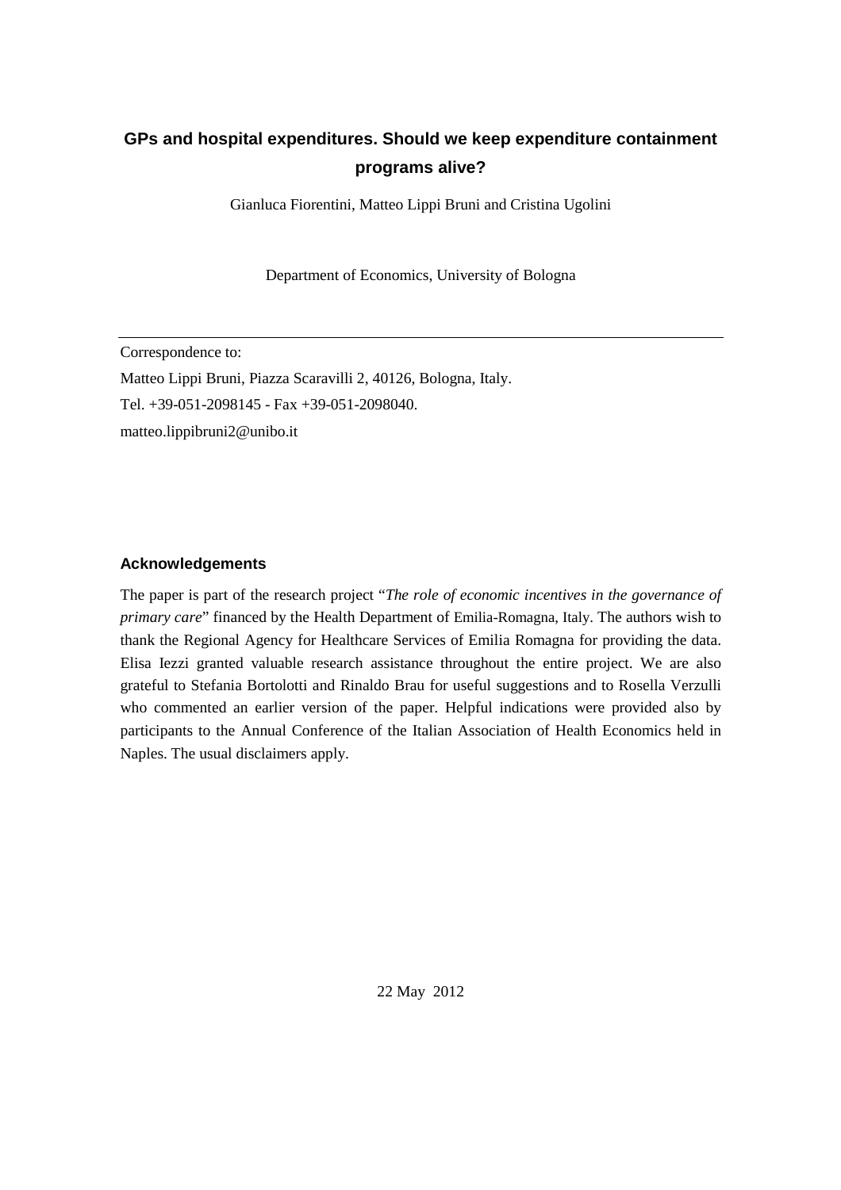# GPs and hospital expenditures. Should we keep expenditure containment programs alive?

Gianluca Fiorentini, Matteo Lippi Bruni and Cristina Ugolini

Department of Economics, University of Bologna

---

Correspondence to:

Matteo Lippi Bruni, Piazza Scaravilli 2, 40126, Bologna, Italy.

Tel. +39-051-2098145 - Fax +39-051-2098040.

matteo.lippibruni2@unibo.it

### Acknowledgements

The paper is part of the research project "*The role of economic incentives in the governance of primary care*" financed by the Health Department of Emilia-Romagna, Italy. The authors wish to thank the Regional Agency for Healthcare Services of Emilia Romagna for providing the data. Elisa Iezzi granted valuable research assistance throughout the entire project. We are also grateful to Stefania Bortolotti and Rinaldo Brau for useful suggestions and to Rosella Verzulli who commented an earlier version of the paper. Helpful indications were provided also by participants to the Annual Conference of the Italian Association of Health Economics held in Naples. The usual disclaimers apply.

22 May 2012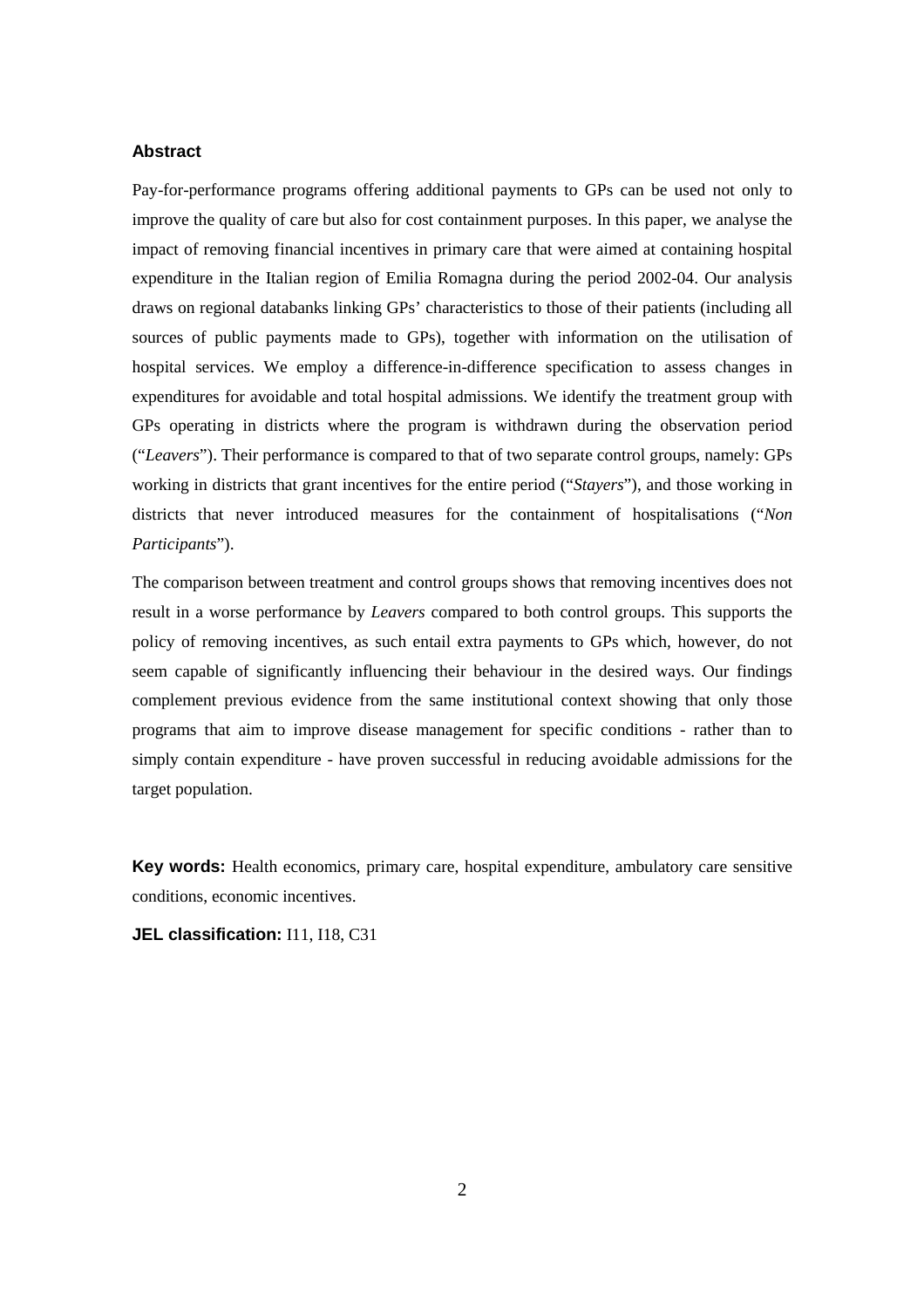## Abstract

Pay-for-performance programs offering additional payments to GPs can be used not only to improve the quality of care but also for cost containment purposes. In this paper, we analyse the impact of removing financial incentives in primary care that were aimed at containing hospital expenditure in the Italian region of Emilia Romagna during the period 2002-04. Our analysis draws on regional databanks linking GPs' characteristics to those of their patients (including all sources of public payments made to GPs), together with information on the utilisation of hospital services. We employ a difference-in-difference specification to assess changes in expenditures for avoidable and total hospital admissions. We identify the treatment group with GPs operating in districts where the program is withdrawn during the observation period ("*Leavers*"). Their performance is compared to that of two separate control groups, namely: GPs working in districts that grant incentives for the entire period ("*Stayers*"), and those working in districts that never introduced measures for the containment of hospitalisations ("*Non Participants*").

The comparison between treatment and control groups shows that removing incentives does not result in a worse performance by *Leavers* compared to both control groups. This supports the policy of removing incentives, as such entail extra payments to GPs which, however, do not seem capable of significantly influencing their behaviour in the desired ways. Our findings complement previous evidence from the same institutional context showing that only those programs that aim to improve disease management for specific conditions - rather than to simply contain expenditure - have proven successful in reducing avoidable admissions for the target population.

**Key words:** Health economics, primary care, hospital expenditure, ambulatory care sensitive conditions, economic incentives.

**JEL classification:** I11, I18, C31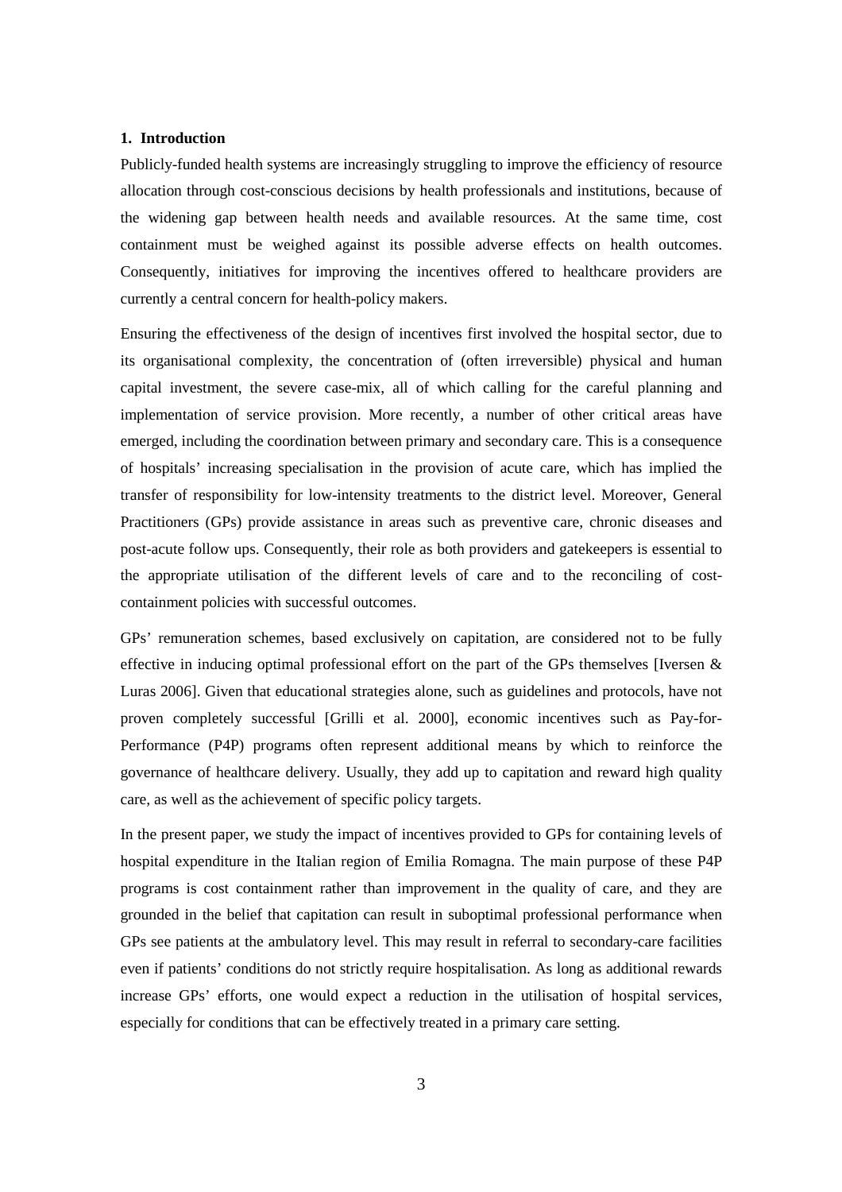## 1. Introduction

Publicly-funded health systems are increasingly struggling to improve the efficiency of resource allocation through cost-conscious decisions by health professionals and institutions, because of the widening gap between health needs and available resources. At the same time, cost containment must be weighed against its possible adverse effects on health outcomes. Consequently, initiatives for improving the incentives offered to healthcare providers are currently a central concern for health-policy makers.

Ensuring the effectiveness of the design of incentives first involved the hospital sector, due to its organisational complexity, the concentration of (often irreversible) physical and human capital investment, the severe case-mix, all of which calling for the careful planning and implementation of service provision. More recently, a number of other critical areas have emerged, including the coordination between primary and secondary care. This is a consequence of hospitals' increasing specialisation in the provision of acute care, which has implied the transfer of responsibility for low-intensity treatments to the district level. Moreover, General Practitioners (GPs) provide assistance in areas such as preventive care, chronic diseases and post-acute follow ups. Consequently, their role as both providers and gatekeepers is essential to the appropriate utilisation of the different levels of care and to the reconciling of cost-containment policies with successful outcomes.

GPs' remuneration schemes, based exclusively on capitation, are considered not to be fully effective in inducing optimal professional effort on the part of the GPs themselves [Iversen & Luras 2006]. Given that educational strategies alone, such as guidelines and protocols, have not proven completely successful [Grilli et al. 2000], economic incentives such as Pay-for-Performance (P4P) programs often represent additional means by which to reinforce the governance of healthcare delivery. Usually, they add up to capitation and reward high quality care, as well as the achievement of specific policy targets.

In the present paper, we study the impact of incentives provided to GPs for containing levels of hospital expenditure in the Italian region of Emilia Romagna. The main purpose of these P4P programs is cost containment rather than improvement in the quality of care, and they are grounded in the belief that capitation can result in suboptimal professional performance when GPs see patients at the ambulatory level. This may result in referral to secondary-care facilities even if patients' conditions do not strictly require hospitalisation. As long as additional rewards increase GPs' efforts, one would expect a reduction in the utilisation of hospital services, especially for conditions that can be effectively treated in a primary care setting.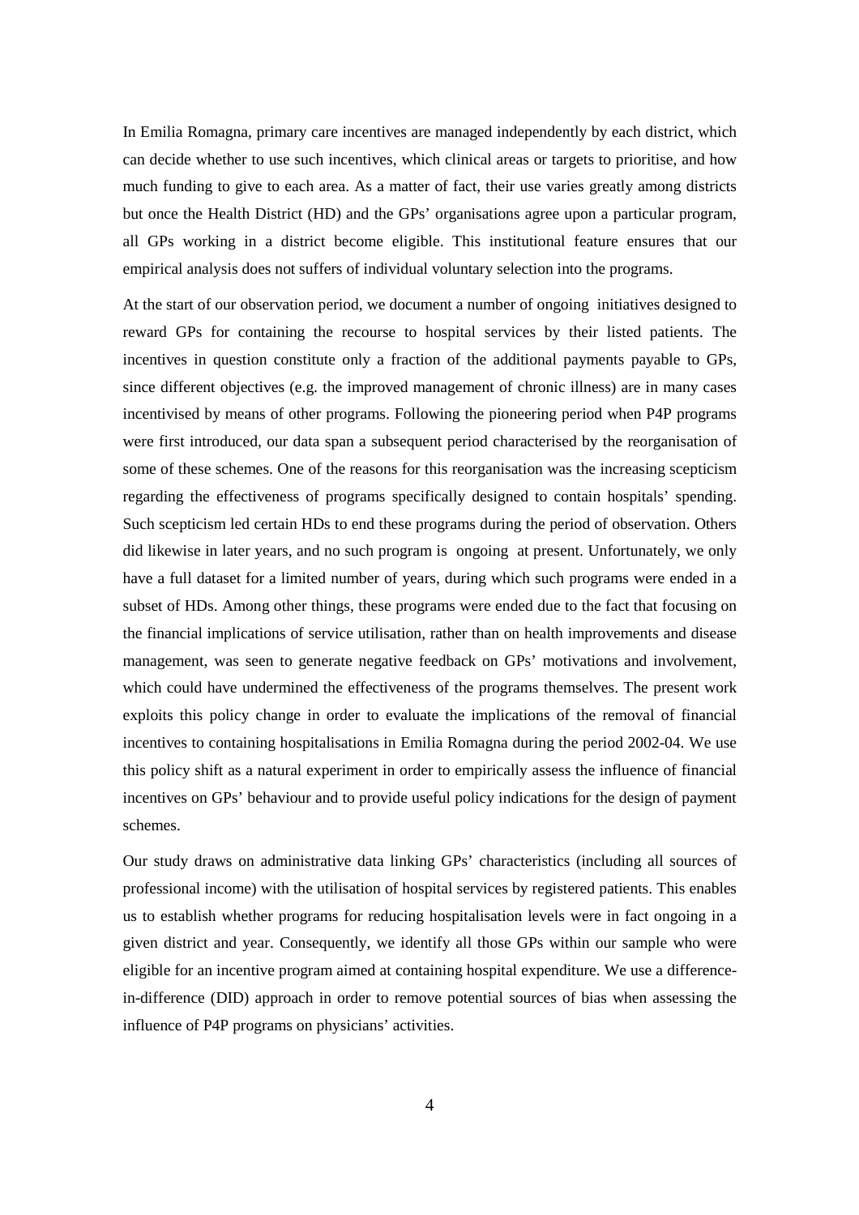In Emilia Romagna, primary care incentives are managed independently by each district, which can decide whether to use such incentives, which clinical areas or targets to prioritise, and how much funding to give to each area. As a matter of fact, their use varies greatly among districts but once the Health District (HD) and the GPs' organisations agree upon a particular program, all GPs working in a district become eligible. This institutional feature ensures that our empirical analysis does not suffers of individual voluntary selection into the programs.

At the start of our observation period, we document a number of ongoing initiatives designed to reward GPs for containing the recourse to hospital services by their listed patients. The incentives in question constitute only a fraction of the additional payments payable to GPs, since different objectives (e.g. the improved management of chronic illness) are in many cases incentivised by means of other programs. Following the pioneering period when P4P programs were first introduced, our data span a subsequent period characterised by the reorganisation of some of these schemes. One of the reasons for this reorganisation was the increasing scepticism regarding the effectiveness of programs specifically designed to contain hospitals' spending. Such scepticism led certain HDs to end these programs during the period of observation. Others did likewise in later years, and no such program is ongoing at present. Unfortunately, we only have a full dataset for a limited number of years, during which such programs were ended in a subset of HDs. Among other things, these programs were ended due to the fact that focusing on the financial implications of service utilisation, rather than on health improvements and disease management, was seen to generate negative feedback on GPs' motivations and involvement, which could have undermined the effectiveness of the programs themselves. The present work exploits this policy change in order to evaluate the implications of the removal of financial incentives to containing hospitalisations in Emilia Romagna during the period 2002-04. We use this policy shift as a natural experiment in order to empirically assess the influence of financial incentives on GPs' behaviour and to provide useful policy indications for the design of payment schemes.

Our study draws on administrative data linking GPs' characteristics (including all sources of professional income) with the utilisation of hospital services by registered patients. This enables us to establish whether programs for reducing hospitalisation levels were in fact ongoing in a given district and year. Consequently, we identify all those GPs within our sample who were eligible for an incentive program aimed at containing hospital expenditure. We use a difference-in-difference (DID) approach in order to remove potential sources of bias when assessing the influence of P4P programs on physicians' activities.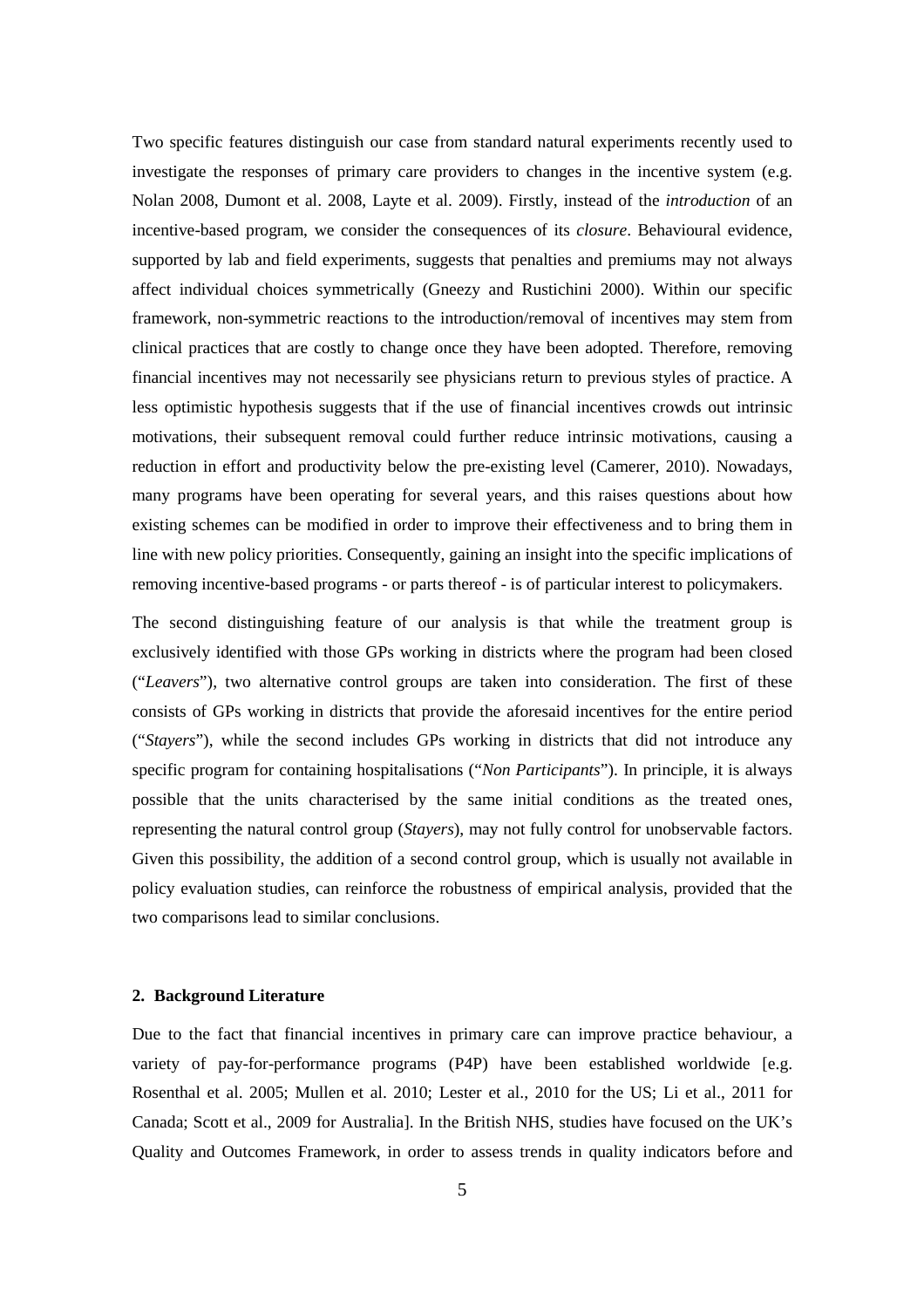Two specific features distinguish our case from standard natural experiments recently used to investigate the responses of primary care providers to changes in the incentive system (e.g. Nolan 2008, Dumont et al. 2008, Layte et al. 2009). Firstly, instead of the *introduction* of an incentive-based program, we consider the consequences of its *closure*. Behavioural evidence, supported by lab and field experiments, suggests that penalties and premiums may not always affect individual choices symmetrically (Gneezy and Rustichini 2000). Within our specific framework, non-symmetric reactions to the introduction/removal of incentives may stem from clinical practices that are costly to change once they have been adopted. Therefore, removing financial incentives may not necessarily see physicians return to previous styles of practice. A less optimistic hypothesis suggests that if the use of financial incentives crowds out intrinsic motivations, their subsequent removal could further reduce intrinsic motivations, causing a reduction in effort and productivity below the pre-existing level (Camerer, 2010). Nowadays, many programs have been operating for several years, and this raises questions about how existing schemes can be modified in order to improve their effectiveness and to bring them in line with new policy priorities. Consequently, gaining an insight into the specific implications of removing incentive-based programs - or parts thereof - is of particular interest to policymakers.

The second distinguishing feature of our analysis is that while the treatment group is exclusively identified with those GPs working in districts where the program had been closed ("*Leavers*"), two alternative control groups are taken into consideration. The first of these consists of GPs working in districts that provide the aforesaid incentives for the entire period ("*Stayers*"), while the second includes GPs working in districts that did not introduce any specific program for containing hospitalisations ("*Non Participants*"). In principle, it is always possible that the units characterised by the same initial conditions as the treated ones, representing the natural control group (*Stayers*), may not fully control for unobservable factors. Given this possibility, the addition of a second control group, which is usually not available in policy evaluation studies, can reinforce the robustness of empirical analysis, provided that the two comparisons lead to similar conclusions.

## 2. Background Literature

Due to the fact that financial incentives in primary care can improve practice behaviour, a variety of pay-for-performance programs (P4P) have been established worldwide [e.g. Rosenthal et al. 2005; Mullen et al. 2010; Lester et al., 2010 for the US; Li et al., 2011 for Canada; Scott et al., 2009 for Australia]. In the British NHS, studies have focused on the UK's Quality and Outcomes Framework, in order to assess trends in quality indicators before and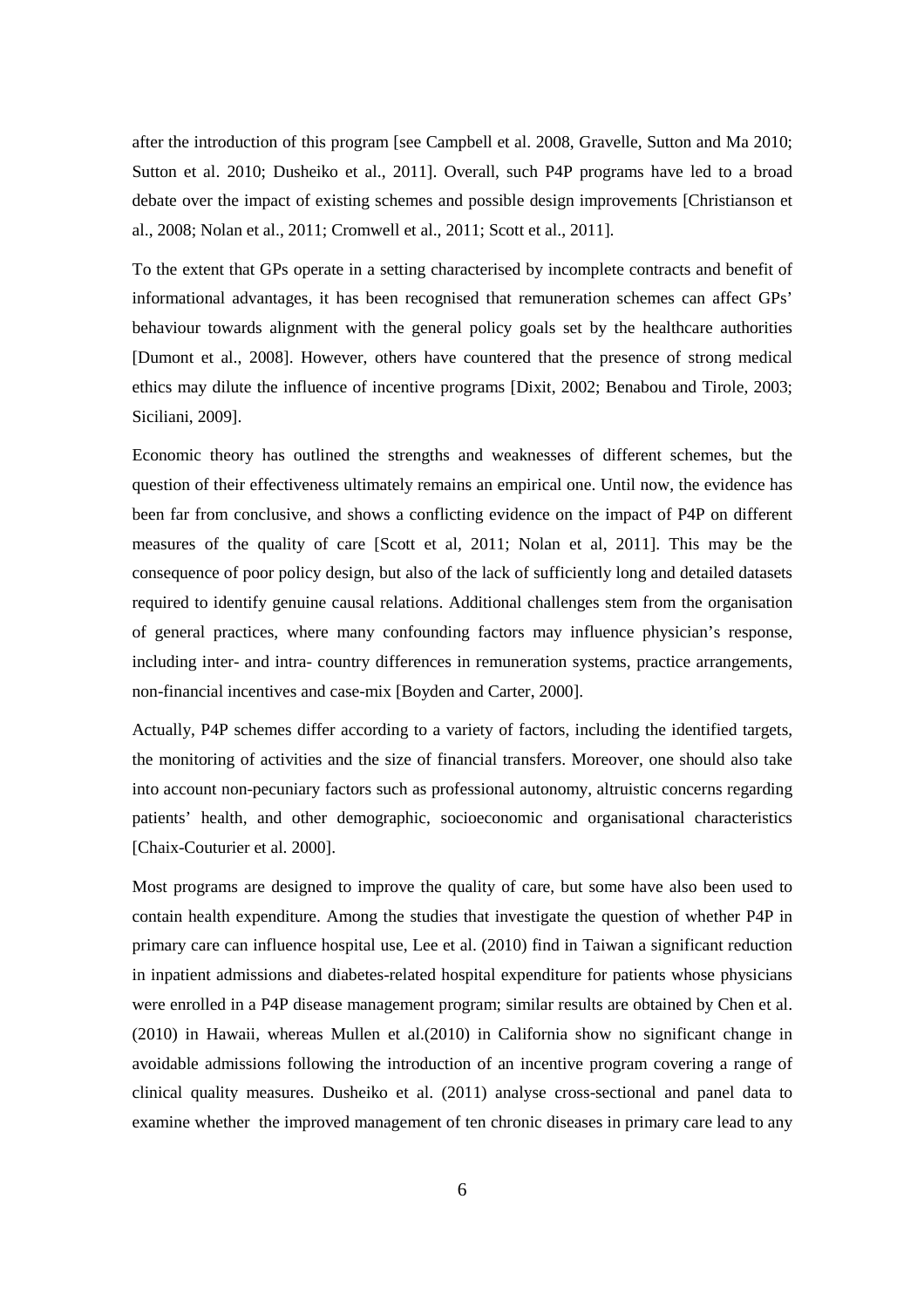after the introduction of this program [see Campbell et al. 2008, Gravelle, Sutton and Ma 2010; Sutton et al. 2010; Dusheiko et al., 2011]. Overall, such P4P programs have led to a broad debate over the impact of existing schemes and possible design improvements [Christianson et al., 2008; Nolan et al., 2011; Cromwell et al., 2011; Scott et al., 2011].

To the extent that GPs operate in a setting characterised by incomplete contracts and benefit of informational advantages, it has been recognised that remuneration schemes can affect GPs' behaviour towards alignment with the general policy goals set by the healthcare authorities [Dumont et al., 2008]. However, others have countered that the presence of strong medical ethics may dilute the influence of incentive programs [Dixit, 2002; Benabou and Tirole, 2003; Siciliani, 2009].

Economic theory has outlined the strengths and weaknesses of different schemes, but the question of their effectiveness ultimately remains an empirical one. Until now, the evidence has been far from conclusive, and shows a conflicting evidence on the impact of P4P on different measures of the quality of care [Scott et al, 2011; Nolan et al, 2011]. This may be the consequence of poor policy design, but also of the lack of sufficiently long and detailed datasets required to identify genuine causal relations. Additional challenges stem from the organisation of general practices, where many confounding factors may influence physician's response, including inter- and intra- country differences in remuneration systems, practice arrangements, non-financial incentives and case-mix [Boyden and Carter, 2000].

Actually, P4P schemes differ according to a variety of factors, including the identified targets, the monitoring of activities and the size of financial transfers. Moreover, one should also take into account non-pecuniary factors such as professional autonomy, altruistic concerns regarding patients' health, and other demographic, socioeconomic and organisational characteristics [Chaix-Couturier et al. 2000].

Most programs are designed to improve the quality of care, but some have also been used to contain health expenditure. Among the studies that investigate the question of whether P4P in primary care can influence hospital use, Lee et al. (2010) find in Taiwan a significant reduction in inpatient admissions and diabetes-related hospital expenditure for patients whose physicians were enrolled in a P4P disease management program; similar results are obtained by Chen et al. (2010) in Hawaii, whereas Mullen et al.(2010) in California show no significant change in avoidable admissions following the introduction of an incentive program covering a range of clinical quality measures. Dusheiko et al. (2011) analyse cross-sectional and panel data to examine whether the improved management of ten chronic diseases in primary care lead to any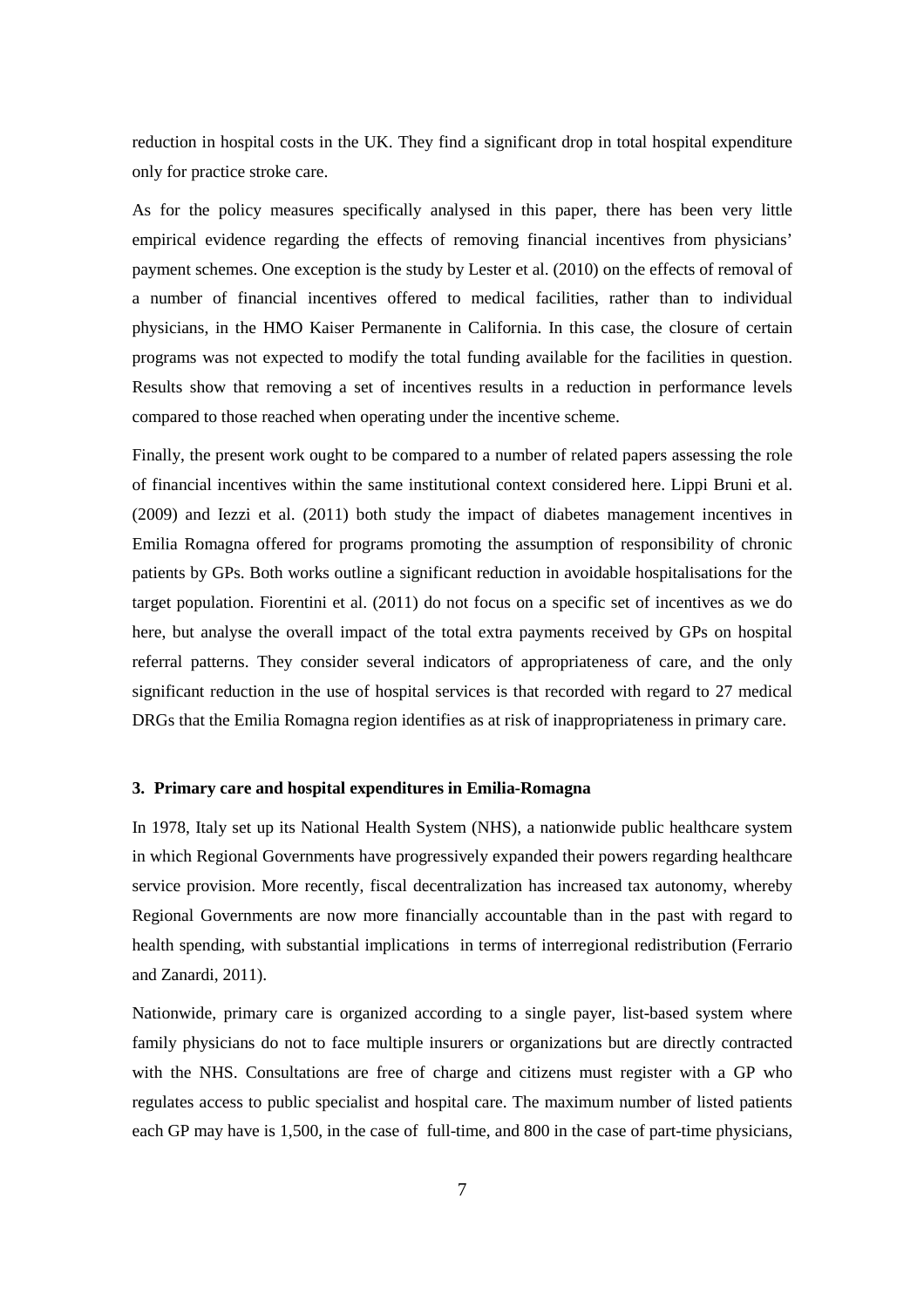reduction in hospital costs in the UK. They find a significant drop in total hospital expenditure only for practice stroke care.

As for the policy measures specifically analysed in this paper, there has been very little empirical evidence regarding the effects of removing financial incentives from physicians' payment schemes. One exception is the study by Lester et al. (2010) on the effects of removal of a number of financial incentives offered to medical facilities, rather than to individual physicians, in the HMO Kaiser Permanente in California. In this case, the closure of certain programs was not expected to modify the total funding available for the facilities in question. Results show that removing a set of incentives results in a reduction in performance levels compared to those reached when operating under the incentive scheme.

Finally, the present work ought to be compared to a number of related papers assessing the role of financial incentives within the same institutional context considered here. Lippi Bruni et al. (2009) and Iezzi et al. (2011) both study the impact of diabetes management incentives in Emilia Romagna offered for programs promoting the assumption of responsibility of chronic patients by GPs. Both works outline a significant reduction in avoidable hospitalisations for the target population. Fiorentini et al. (2011) do not focus on a specific set of incentives as we do here, but analyse the overall impact of the total extra payments received by GPs on hospital referral patterns. They consider several indicators of appropriateness of care, and the only significant reduction in the use of hospital services is that recorded with regard to 27 medical DRGs that the Emilia Romagna region identifies as at risk of inappropriateness in primary care.

### 3. Primary care and hospital expenditures in Emilia-Romagna

In 1978, Italy set up its National Health System (NHS), a nationwide public healthcare system in which Regional Governments have progressively expanded their powers regarding healthcare service provision. More recently, fiscal decentralization has increased tax autonomy, whereby Regional Governments are now more financially accountable than in the past with regard to health spending, with substantial implications in terms of interregional redistribution (Ferrario and Zanardi, 2011).

Nationwide, primary care is organized according to a single payer, list-based system where family physicians do not to face multiple insurers or organizations but are directly contracted with the NHS. Consultations are free of charge and citizens must register with a GP who regulates access to public specialist and hospital care. The maximum number of listed patients each GP may have is 1,500, in the case of full-time, and 800 in the case of part-time physicians,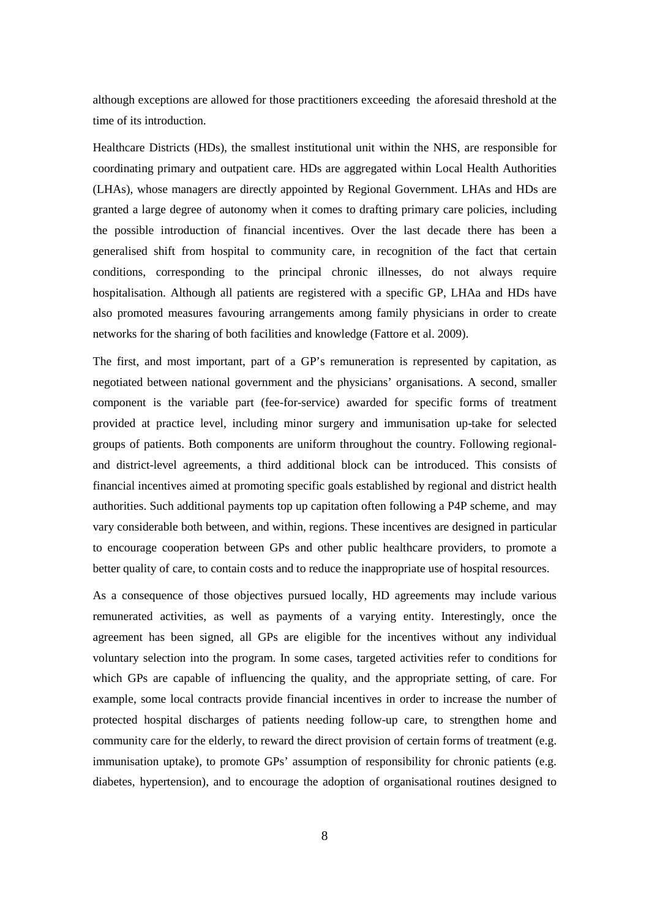although exceptions are allowed for those practitioners exceeding the aforesaid threshold at the time of its introduction.

Healthcare Districts (HDs), the smallest institutional unit within the NHS, are responsible for coordinating primary and outpatient care. HDs are aggregated within Local Health Authorities (LHAs), whose managers are directly appointed by Regional Government. LHAs and HDs are granted a large degree of autonomy when it comes to drafting primary care policies, including the possible introduction of financial incentives. Over the last decade there has been a generalised shift from hospital to community care, in recognition of the fact that certain conditions, corresponding to the principal chronic illnesses, do not always require hospitalisation. Although all patients are registered with a specific GP, LHAa and HDs have also promoted measures favouring arrangements among family physicians in order to create networks for the sharing of both facilities and knowledge (Fattore et al. 2009).

The first, and most important, part of a GP's remuneration is represented by capitation, as negotiated between national government and the physicians' organisations. A second, smaller component is the variable part (fee-for-service) awarded for specific forms of treatment provided at practice level, including minor surgery and immunisation up-take for selected groups of patients. Both components are uniform throughout the country. Following regional- and district-level agreements, a third additional block can be introduced. This consists of financial incentives aimed at promoting specific goals established by regional and district health authorities. Such additional payments top up capitation often following a P4P scheme, and may vary considerable both between, and within, regions. These incentives are designed in particular to encourage cooperation between GPs and other public healthcare providers, to promote a better quality of care, to contain costs and to reduce the inappropriate use of hospital resources.

As a consequence of those objectives pursued locally, HD agreements may include various remunerated activities, as well as payments of a varying entity. Interestingly, once the agreement has been signed, all GPs are eligible for the incentives without any individual voluntary selection into the program. In some cases, targeted activities refer to conditions for which GPs are capable of influencing the quality, and the appropriate setting, of care. For example, some local contracts provide financial incentives in order to increase the number of protected hospital discharges of patients needing follow-up care, to strengthen home and community care for the elderly, to reward the direct provision of certain forms of treatment (e.g. immunisation uptake), to promote GPs' assumption of responsibility for chronic patients (e.g. diabetes, hypertension), and to encourage the adoption of organisational routines designed to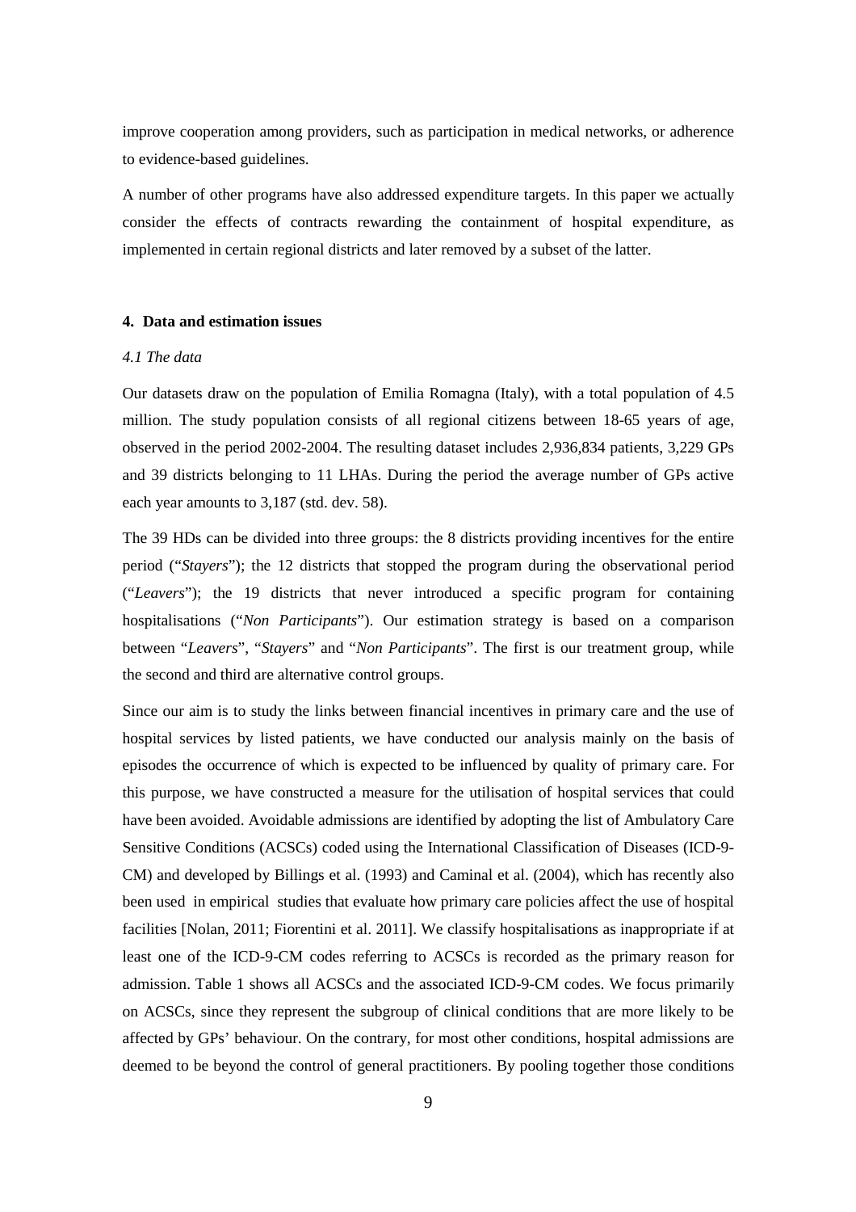improve cooperation among providers, such as participation in medical networks, or adherence to evidence-based guidelines.

A number of other programs have also addressed expenditure targets. In this paper we actually consider the effects of contracts rewarding the containment of hospital expenditure, as implemented in certain regional districts and later removed by a subset of the latter.

### 4. Data and estimation issues

#### *4.1 The data*

Our datasets draw on the population of Emilia Romagna (Italy), with a total population of 4.5 million. The study population consists of all regional citizens between 18-65 years of age, observed in the period 2002-2004. The resulting dataset includes 2,936,834 patients, 3,229 GPs and 39 districts belonging to 11 LHAs. During the period the average number of GPs active each year amounts to 3,187 (std. dev. 58).

The 39 HDs can be divided into three groups: the 8 districts providing incentives for the entire period ("*Stayers*"); the 12 districts that stopped the program during the observational period ("*Leavers*"); the 19 districts that never introduced a specific program for containing hospitalisations ("*Non Participants*"). Our estimation strategy is based on a comparison between "*Leavers*", "*Stayers*" and "*Non Participants*". The first is our treatment group, while the second and third are alternative control groups.

Since our aim is to study the links between financial incentives in primary care and the use of hospital services by listed patients, we have conducted our analysis mainly on the basis of episodes the occurrence of which is expected to be influenced by quality of primary care. For this purpose, we have constructed a measure for the utilisation of hospital services that could have been avoided. Avoidable admissions are identified by adopting the list of Ambulatory Care Sensitive Conditions (ACSCs) coded using the International Classification of Diseases (ICD-9-CM) and developed by Billings et al. (1993) and Caminal et al. (2004), which has recently also been used in empirical studies that evaluate how primary care policies affect the use of hospital facilities [Nolan, 2011; Fiorentini et al. 2011]. We classify hospitalisations as inappropriate if at least one of the ICD-9-CM codes referring to ACSCs is recorded as the primary reason for admission. Table 1 shows all ACSCs and the associated ICD-9-CM codes. We focus primarily on ACSCs, since they represent the subgroup of clinical conditions that are more likely to be affected by GPs' behaviour. On the contrary, for most other conditions, hospital admissions are deemed to be beyond the control of general practitioners. By pooling together those conditions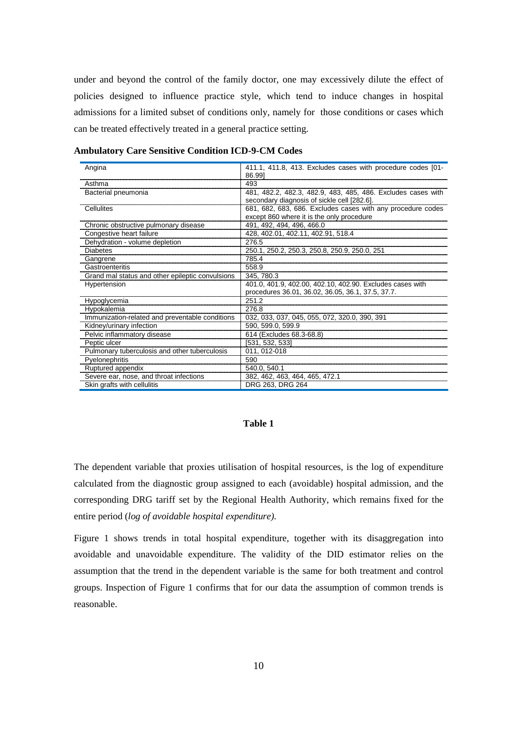under and beyond the control of the family doctor, one may excessively dilute the effect of policies designed to influence practice style, which tend to induce changes in hospital admissions for a limited subset of conditions only, namely for those conditions or cases which can be treated effectively treated in a general practice setting.

**Ambulatory Care Sensitive Condition ICD-9-CM Codes**

| | |
|---|---|
| Angina | 411.1, 411.8, 413. Excludes cases with procedure codes [01-86.99] |
| Asthma | 493 |
| Bacterial pneumonia | 481, 482.2, 482.3, 482.9, 483, 485, 486. Excludes cases with secondary diagnosis of sickle cell [282.6]. |
| Cellulites | 681, 682, 683, 686. Excludes cases with any procedure codes except 860 where it is the only procedure |
| Chronic obstructive pulmonary disease | 491, 492, 494, 496, 466.0 |
| Congestive heart failure | 428, 402.01, 402.11, 402.91, 518.4 |
| Dehydration - volume depletion | 276.5 |
| Diabetes | 250.1, 250.2, 250.3, 250.8, 250.9, 250.0, 251 |
| Gangrene | 785.4 |
| Gastroenteritis | 558.9 |
| Grand mal status and other epileptic convulsions | 345, 780.3 |
| Hypertension | 401.0, 401.9, 402.00, 402.10, 402.90. Excludes cases with procedures 36.01, 36.02, 36.05, 36.1, 37.5, 37.7. |
| Hypoglycemia | 251.2 |
| Hypokalemia | 276.8 |
| Immunization-related and preventable conditions | 032, 033, 037, 045, 055, 072, 320.0, 390, 391 |
| Kidney/urinary infection | 590, 599.0, 599.9 |
| Pelvic inflammatory disease | 614 (Excludes 68.3-68.8) |
| Peptic ulcer | [531, 532, 533] |
| Pulmonary tuberculosis and other tuberculosis | 011, 012-018 |
| Pyelonephritis | 590 |
| Ruptured appendix | 540.0, 540.1 |
| Severe ear, nose, and throat infections | 382, 462, 463, 464, 465, 472.1 |
| Skin grafts with cellulitis | DRG 263, DRG 264 |

**Table 1**

The dependent variable that proxies utilisation of hospital resources, is the log of expenditure calculated from the diagnostic group assigned to each (avoidable) hospital admission, and the corresponding DRG tariff set by the Regional Health Authority, which remains fixed for the entire period (*log of avoidable hospital expenditure).*

Figure 1 shows trends in total hospital expenditure, together with its disaggregation into avoidable and unavoidable expenditure. The validity of the DID estimator relies on the assumption that the trend in the dependent variable is the same for both treatment and control groups. Inspection of Figure 1 confirms that for our data the assumption of common trends is reasonable.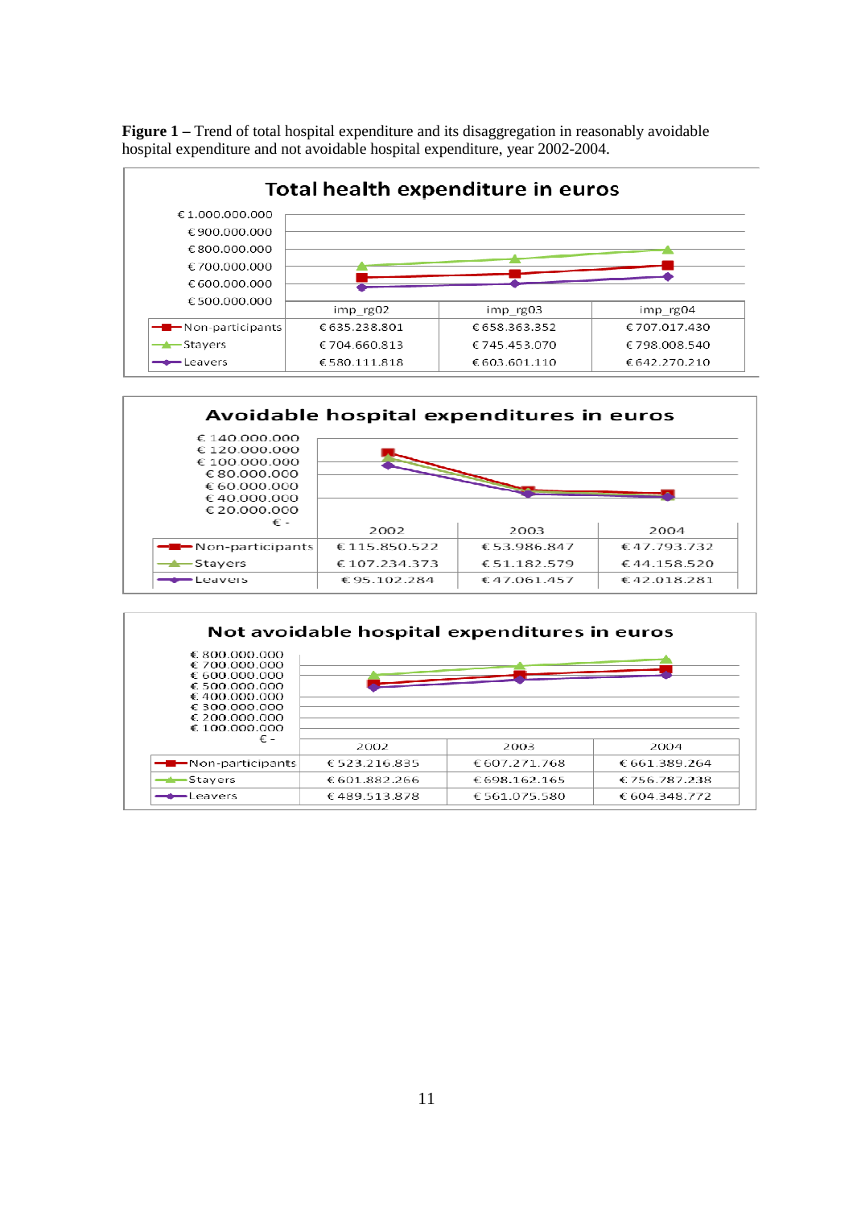**Figure 1 –** Trend of total hospital expenditure and its disaggregation in reasonably avoidable hospital expenditure and not avoidable hospital expenditure, year 2002-2004.

**Total health expenditure in euros**

| | imp_rg02 | imp_rg03 | imp_rg04 |
|---|---|---|---|
| Non-participants | € 635.238.801 | € 658.363.352 | € 707.017.430 |
| Stayers | € 704.660.813 | € 745.453.070 | € 798.008.540 |
| Leavers | € 580.111.818 | € 603.601.110 | € 642.270.210 |

**Avoidable hospital expenditures in euros**

| | 2002 | 2003 | 2004 |
|---|---|---|---|
| Non-participants | € 115.850.522 | € 53.986.847 | € 47.793.732 |
| Stayers | € 107.234.373 | € 51.182.579 | € 44.158.520 |
| Leavers | € 95.102.284 | € 47.061.457 | € 42.018.281 |

**Not avoidable hospital expenditures in euros**

| | 2002 | 2003 | 2004 |
|---|---|---|---|
| Non-participants | € 523.216.835 | € 607.271.768 | € 661.389.264 |
| Stayers | € 601.882.266 | € 698.162.165 | € 756.787.238 |
| Leavers | € 489.513.878 | € 561.075.580 | € 604.348.772 |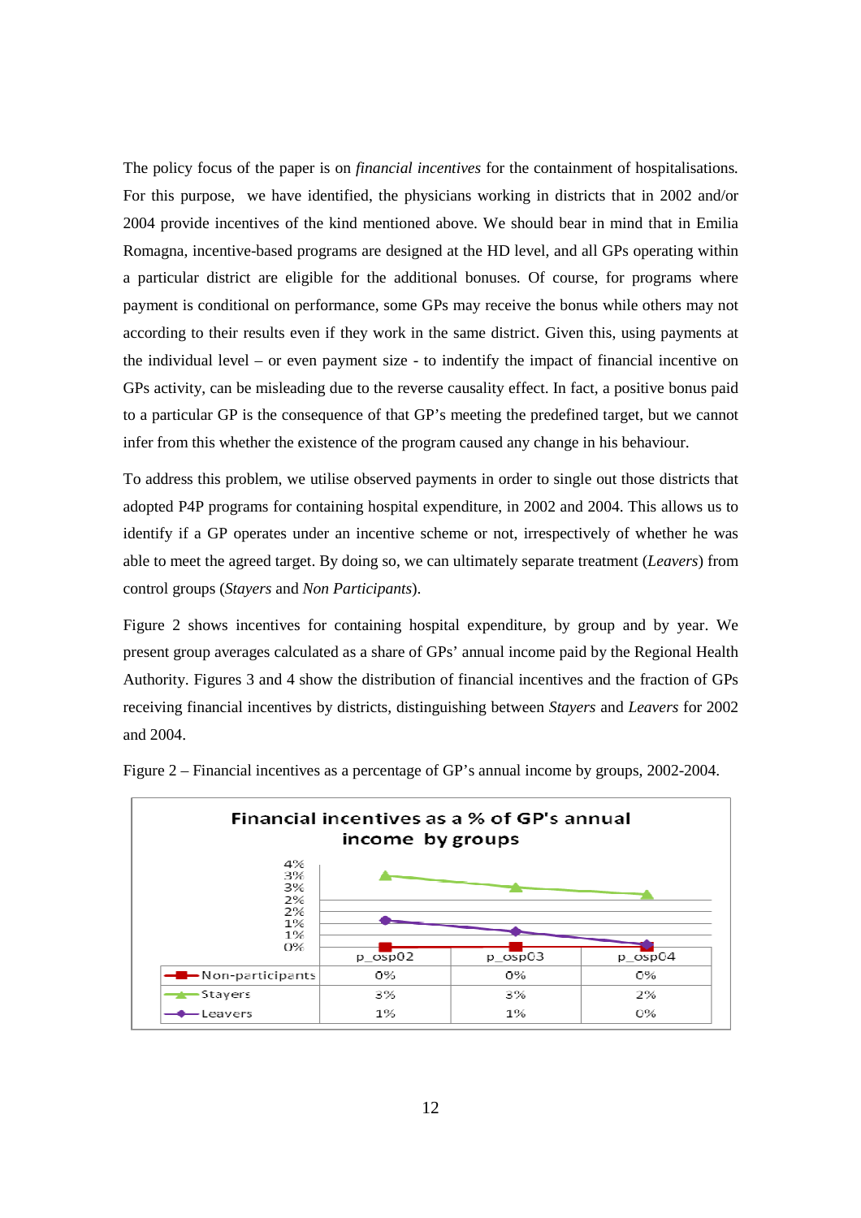The policy focus of the paper is on *financial incentives* for the containment of hospitalisations. For this purpose, we have identified, the physicians working in districts that in 2002 and/or 2004 provide incentives of the kind mentioned above. We should bear in mind that in Emilia Romagna, incentive-based programs are designed at the HD level, and all GPs operating within a particular district are eligible for the additional bonuses. Of course, for programs where payment is conditional on performance, some GPs may receive the bonus while others may not according to their results even if they work in the same district. Given this, using payments at the individual level – or even payment size - to indentify the impact of financial incentive on GPs activity, can be misleading due to the reverse causality effect. In fact, a positive bonus paid to a particular GP is the consequence of that GP's meeting the predefined target, but we cannot infer from this whether the existence of the program caused any change in his behaviour.

To address this problem, we utilise observed payments in order to single out those districts that adopted P4P programs for containing hospital expenditure, in 2002 and 2004. This allows us to identify if a GP operates under an incentive scheme or not, irrespectively of whether he was able to meet the agreed target. By doing so, we can ultimately separate treatment (*Leavers*) from control groups (*Stayers* and *Non Participants*).

Figure 2 shows incentives for containing hospital expenditure, by group and by year. We present group averages calculated as a share of GPs' annual income paid by the Regional Health Authority. Figures 3 and 4 show the distribution of financial incentives and the fraction of GPs receiving financial incentives by districts, distinguishing between *Stayers* and *Leavers* for 2002 and 2004.

Figure 2 – Financial incentives as a percentage of GP's annual income by groups, 2002-2004.

**Financial incentives as a % of GP's annual income by groups**

| | p_osp02 | p_osp03 | p_osp04 |
|---|---|---|---|
| Non-participants | 0% | 0% | 0% |
| Stayers | 3% | 3% | 2% |
| Leavers | 1% | 1% | 0% |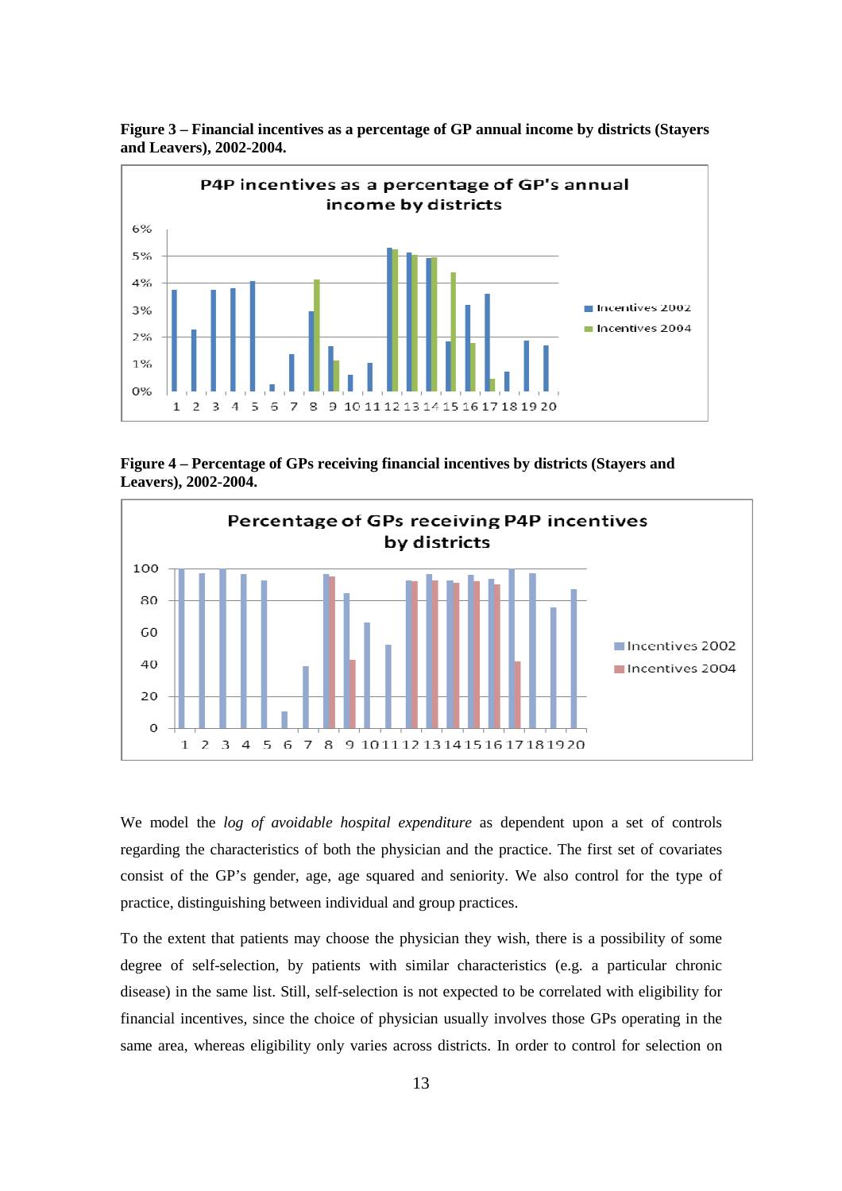**Figure 3 – Financial incentives as a percentage of GP annual income by districts (Stayers and Leavers), 2002-2004.**

**Figure 4 – Percentage of GPs receiving financial incentives by districts (Stayers and Leavers), 2002-2004.**

We model the *log of avoidable hospital expenditure* as dependent upon a set of controls regarding the characteristics of both the physician and the practice. The first set of covariates consist of the GP's gender, age, age squared and seniority. We also control for the type of practice, distinguishing between individual and group practices.

To the extent that patients may choose the physician they wish, there is a possibility of some degree of self-selection, by patients with similar characteristics (e.g. a particular chronic disease) in the same list. Still, self-selection is not expected to be correlated with eligibility for financial incentives, since the choice of physician usually involves those GPs operating in the same area, whereas eligibility only varies across districts. In order to control for selection on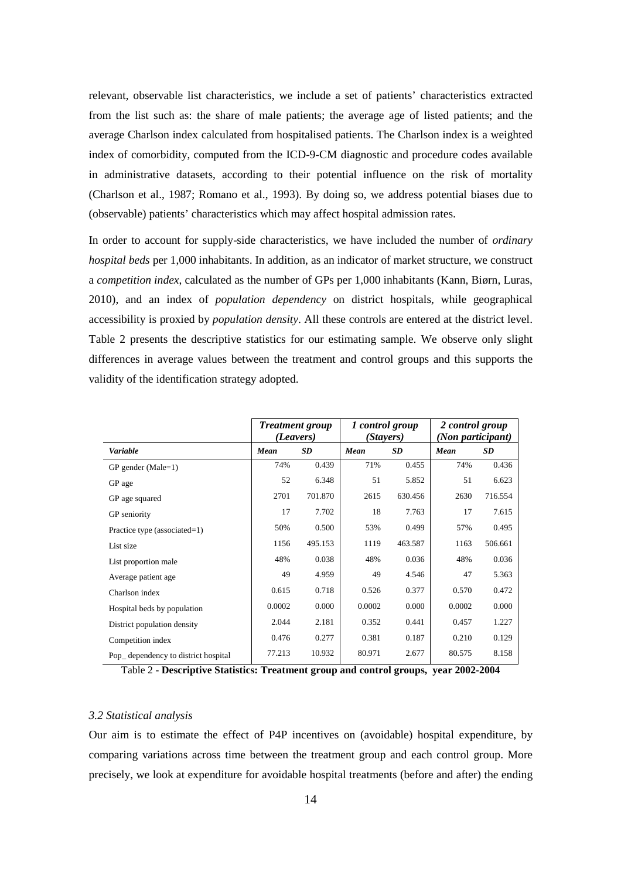relevant, observable list characteristics, we include a set of patients' characteristics extracted from the list such as: the share of male patients; the average age of listed patients; and the average Charlson index calculated from hospitalised patients. The Charlson index is a weighted index of comorbidity, computed from the ICD-9-CM diagnostic and procedure codes available in administrative datasets, according to their potential influence on the risk of mortality (Charlson et al., 1987; Romano et al., 1993). By doing so, we address potential biases due to (observable) patients' characteristics which may affect hospital admission rates.

In order to account for supply-side characteristics, we have included the number of *ordinary hospital beds* per 1,000 inhabitants. In addition, as an indicator of market structure, we construct a *competition index*, calculated as the number of GPs per 1,000 inhabitants (Kann, Biørn, Luras, 2010), and an index of *population dependency* on district hospitals, while geographical accessibility is proxied by *population density*. All these controls are entered at the district level. Table 2 presents the descriptive statistics for our estimating sample. We observe only slight differences in average values between the treatment and control groups and this supports the validity of the identification strategy adopted.

| | ***Treatment group (Leavers)*** | | ***1 control group (Stayers)*** | | ***2 control group (Non participant)*** | |
|---|---|---|---|---|---|---|
| ***Variable*** | ***Mean*** | ***SD*** | ***Mean*** | ***SD*** | ***Mean*** | ***SD*** |
| GP gender (Male=1) | 74% | 0.439 | 71% | 0.455 | 74% | 0.436 |
| GP age | 52 | 6.348 | 51 | 5.852 | 51 | 6.623 |
| GP age squared | 2701 | 701.870 | 2615 | 630.456 | 2630 | 716.554 |
| GP seniority | 17 | 7.702 | 18 | 7.763 | 17 | 7.615 |
| Practice type (associated=1) | 50% | 0.500 | 53% | 0.499 | 57% | 0.495 |
| List size | 1156 | 495.153 | 1119 | 463.587 | 1163 | 506.661 |
| List proportion male | 48% | 0.038 | 48% | 0.036 | 48% | 0.036 |
| Average patient age | 49 | 4.959 | 49 | 4.546 | 47 | 5.363 |
| Charlson index | 0.615 | 0.718 | 0.526 | 0.377 | 0.570 | 0.472 |
| Hospital beds by population | 0.0002 | 0.000 | 0.0002 | 0.000 | 0.0002 | 0.000 |
| District population density | 2.044 | 2.181 | 0.352 | 0.441 | 0.457 | 1.227 |
| Competition index | 0.476 | 0.277 | 0.381 | 0.187 | 0.210 | 0.129 |
| Pop_ dependency to district hospital | 77.213 | 10.932 | 80.971 | 2.677 | 80.575 | 8.158 |

Table 2 - **Descriptive Statistics: Treatment group and control groups, year 2002-2004**

### *3.2 Statistical analysis*

Our aim is to estimate the effect of P4P incentives on (avoidable) hospital expenditure, by comparing variations across time between the treatment group and each control group. More precisely, we look at expenditure for avoidable hospital treatments (before and after) the ending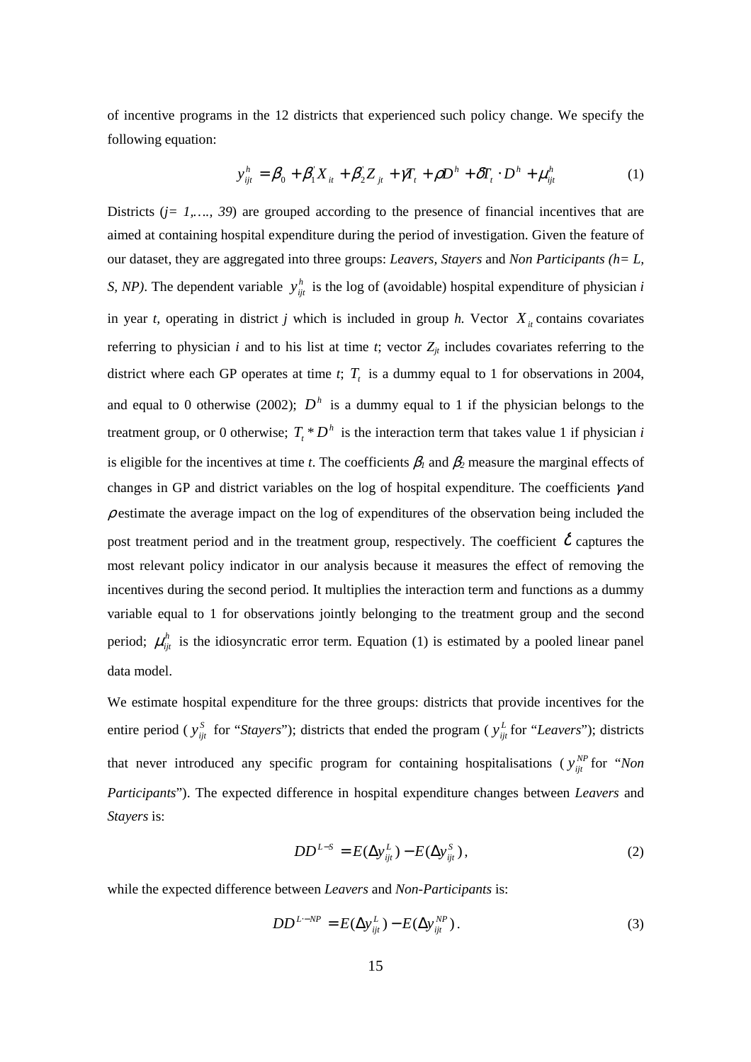of incentive programs in the 12 districts that experienced such policy change. We specify the following equation:

$$y_{ijt}^{h} = \beta_0 + \beta_1^{'} X_{it} + \beta_2^{'} Z_{jt} + \gamma T_t + \rho D^h + \delta T_t \cdot D^h + \mu_{ijt}^{h} \tag{1}$$

Districts (*j= 1,…., 39*) are grouped according to the presence of financial incentives that are aimed at containing hospital expenditure during the period of investigation. Given the feature of our dataset, they are aggregated into three groups: *Leavers, Stayers* and *Non Participants (h= L, S, NP)*. The dependent variable $y_{ijt}^{h}$ is the log of (avoidable) hospital expenditure of physician *i* in year *t,* operating in district *j* which is included in group *h.* Vector $X_{it}$ contains covariates referring to physician *i* and to his list at time *t*; vector $Z_{jt}$ includes covariates referring to the district where each GP operates at time *t*; $T_t$ is a dummy equal to 1 for observations in 2004, and equal to 0 otherwise (2002); $D^h$ is a dummy equal to 1 if the physician belongs to the treatment group, or 0 otherwise; $T_t * D^h$ is the interaction term that takes value 1 if physician *i* is eligible for the incentives at time *t*. The coefficients $\beta_1$ and $\beta_2$ measure the marginal effects of changes in GP and district variables on the log of hospital expenditure. The coefficients $\gamma$ and $\rho$ estimate the average impact on the log of expenditures of the observation being included the post treatment period and in the treatment group, respectively. The coefficient $\delta$ captures the most relevant policy indicator in our analysis because it measures the effect of removing the incentives during the second period. It multiplies the interaction term and functions as a dummy variable equal to 1 for observations jointly belonging to the treatment group and the second period; $\mu_{ijt}^{h}$ is the idiosyncratic error term. Equation (1) is estimated by a pooled linear panel data model.

We estimate hospital expenditure for the three groups: districts that provide incentives for the entire period ($y_{ijt}^{S}$ for "*Stayers*"); districts that ended the program ($y_{ijt}^{L}$ for "*Leavers*"); districts that never introduced any specific program for containing hospitalisations ($y_{ijt}^{NP}$ for "*Non Participants*"). The expected difference in hospital expenditure changes between *Leavers* and *Stayers* is:

$$DD^{L-S} = E(\Delta y_{ijt}^{L}) - E(\Delta y_{ijt}^{S}), \tag{2}$$

while the expected difference between *Leavers* and *Non-Participants* is:

$$DD^{L-NP} = E(\Delta y_{ijt}^{L}) - E(\Delta y_{ijt}^{NP}). \tag{3}$$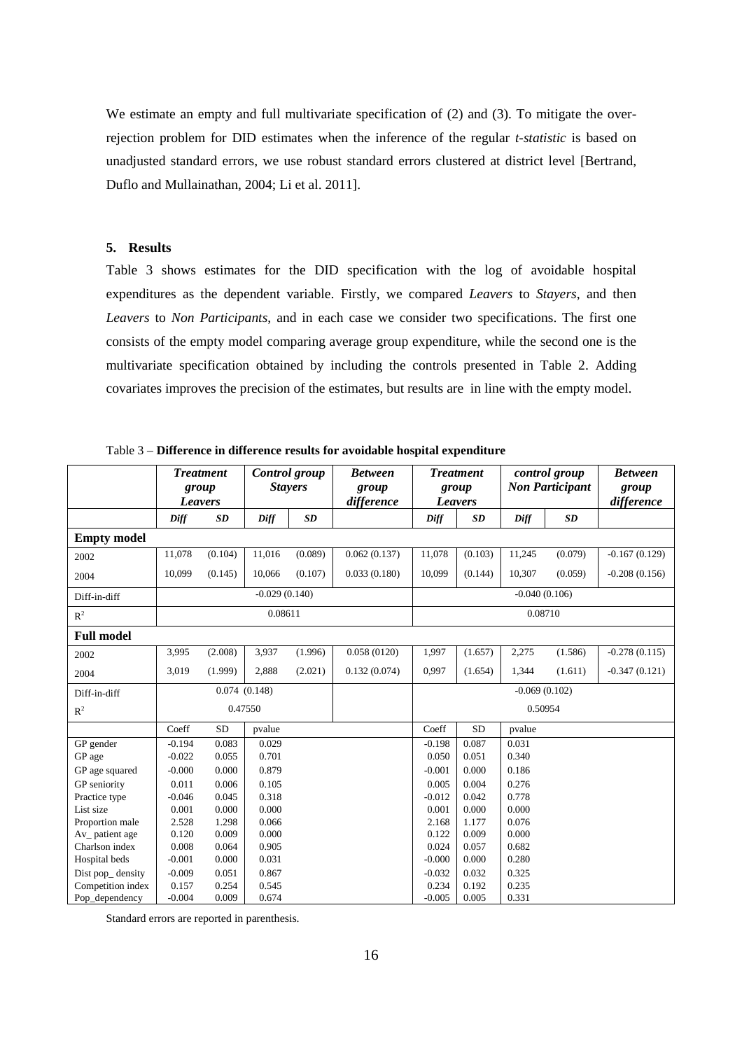We estimate an empty and full multivariate specification of (2) and (3). To mitigate the over-rejection problem for DID estimates when the inference of the regular *t-statistic* is based on unadjusted standard errors, we use robust standard errors clustered at district level [Bertrand, Duflo and Mullainathan, 2004; Li et al. 2011].

### 5. Results

Table 3 shows estimates for the DID specification with the log of avoidable hospital expenditures as the dependent variable. Firstly, we compared *Leavers* to *Stayers*, and then *Leavers* to *Non Participants*, and in each case we consider two specifications. The first one consists of the empty model comparing average group expenditure, while the second one is the multivariate specification obtained by including the controls presented in Table 2. Adding covariates improves the precision of the estimates, but results are in line with the empty model.

Table 3 – **Difference in difference results for avoidable hospital expenditure**

| | ***Treatment group Leavers*** | | ***Control group Stayers*** | | ***Between group difference*** | ***Treatment group Leavers*** | | ***control group Non Participant*** | | ***Between group difference*** |
|---|---|---|---|---|---|---|---|---|---|---|
| | ***Diff*** | ***SD*** | ***Diff*** | ***SD*** | | ***Diff*** | ***SD*** | ***Diff*** | ***SD*** | |
| **Empty model** | | | | | | | | | | |
| 2002 | 11,078 | (0.104) | 11,016 | (0.089) | 0.062 (0.137) | 11,078 | (0.103) | 11,245 | (0.079) | -0.167 (0.129) |
| 2004 | 10,099 | (0.145) | 10,066 | (0.107) | 0.033 (0.180) | 10,099 | (0.144) | 10,307 | (0.059) | -0.208 (0.156) |
| Diff-in-diff | -0.029 (0.140) | | | | | -0.040 (0.106) | | | | |
| $R^2$ | 0.08611 | | | | | 0.08710 | | | | |
| **Full model** | | | | | | | | | | |
| 2002 | 3,995 | (2.008) | 3,937 | (1.996) | 0.058 (0120) | 1,997 | (1.657) | 2,275 | (1.586) | -0.278 (0.115) |
| 2004 | 3,019 | (1.999) | 2,888 | (2.021) | 0.132 (0.074) | 0,997 | (1.654) | 1,344 | (1.611) | -0.347 (0.121) |
| Diff-in-diff | 0.074 (0.148) | | | | | -0.069 (0.102) | | | | |
| $R^2$ | 0.47550 | | | | | 0.50954 | | | | |
| | Coeff | SD | pvalue | | | Coeff | SD | pvalue | | |
| GP gender | -0.194 | 0.083 | 0.029 | | | -0.198 | 0.087 | 0.031 | | |
| GP age | -0.022 | 0.055 | 0.701 | | | 0.050 | 0.051 | 0.340 | | |
| GP age squared | -0.000 | 0.000 | 0.879 | | | -0.001 | 0.000 | 0.186 | | |
| GP seniority | 0.011 | 0.006 | 0.105 | | | 0.005 | 0.004 | 0.276 | | |
| Practice type | -0.046 | 0.045 | 0.318 | | | -0.012 | 0.042 | 0.778 | | |
| List size | 0.001 | 0.000 | 0.000 | | | 0.001 | 0.000 | 0.000 | | |
| Proportion male | 2.528 | 1.298 | 0.066 | | | 2.168 | 1.177 | 0.076 | | |
| Av_ patient age | 0.120 | 0.009 | 0.000 | | | 0.122 | 0.009 | 0.000 | | |
| Charlson index | 0.008 | 0.064 | 0.905 | | | 0.024 | 0.057 | 0.682 | | |
| Hospital beds | -0.001 | 0.000 | 0.031 | | | -0.000 | 0.000 | 0.280 | | |
| Dist pop_ density | -0.009 | 0.051 | 0.867 | | | -0.032 | 0.032 | 0.325 | | |
| Competition index | 0.157 | 0.254 | 0.545 | | | 0.234 | 0.192 | 0.235 | | |
| Pop_dependency | -0.004 | 0.009 | 0.674 | | | -0.005 | 0.005 | 0.331 | | |

Standard errors are reported in parenthesis.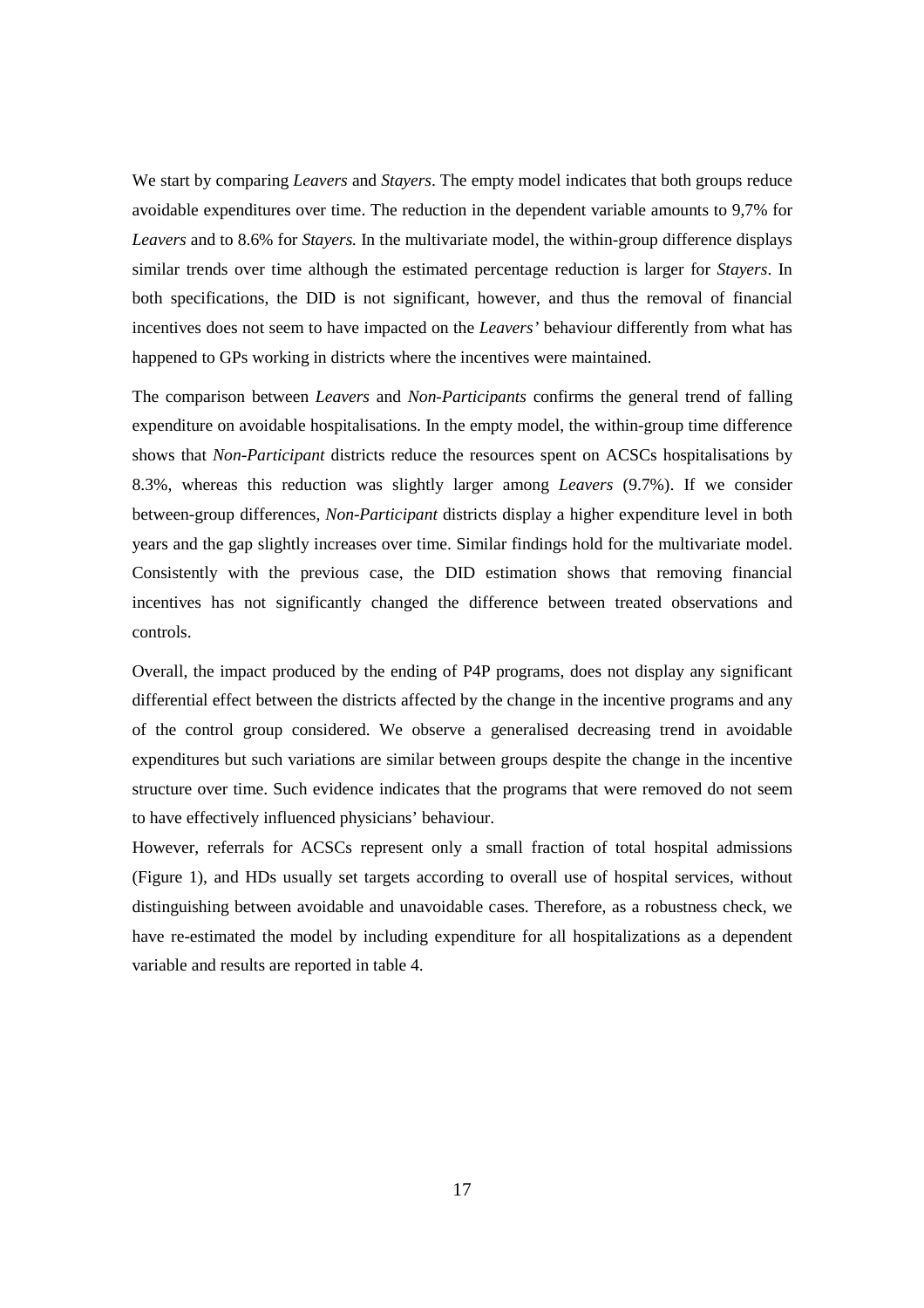We start by comparing *Leavers* and *Stayers*. The empty model indicates that both groups reduce avoidable expenditures over time. The reduction in the dependent variable amounts to 9,7% for *Leavers* and to 8.6% for *Stayers.* In the multivariate model, the within-group difference displays similar trends over time although the estimated percentage reduction is larger for *Stayers*. In both specifications, the DID is not significant, however, and thus the removal of financial incentives does not seem to have impacted on the *Leavers'* behaviour differently from what has happened to GPs working in districts where the incentives were maintained.

The comparison between *Leavers* and *Non-Participants* confirms the general trend of falling expenditure on avoidable hospitalisations. In the empty model, the within-group time difference shows that *Non-Participant* districts reduce the resources spent on ACSCs hospitalisations by 8.3%, whereas this reduction was slightly larger among *Leavers* (9.7%). If we consider between-group differences, *Non-Participant* districts display a higher expenditure level in both years and the gap slightly increases over time. Similar findings hold for the multivariate model. Consistently with the previous case, the DID estimation shows that removing financial incentives has not significantly changed the difference between treated observations and controls.

Overall, the impact produced by the ending of P4P programs, does not display any significant differential effect between the districts affected by the change in the incentive programs and any of the control group considered. We observe a generalised decreasing trend in avoidable expenditures but such variations are similar between groups despite the change in the incentive structure over time. Such evidence indicates that the programs that were removed do not seem to have effectively influenced physicians' behaviour.

However, referrals for ACSCs represent only a small fraction of total hospital admissions (Figure 1), and HDs usually set targets according to overall use of hospital services, without distinguishing between avoidable and unavoidable cases. Therefore, as a robustness check, we have re-estimated the model by including expenditure for all hospitalizations as a dependent variable and results are reported in table 4.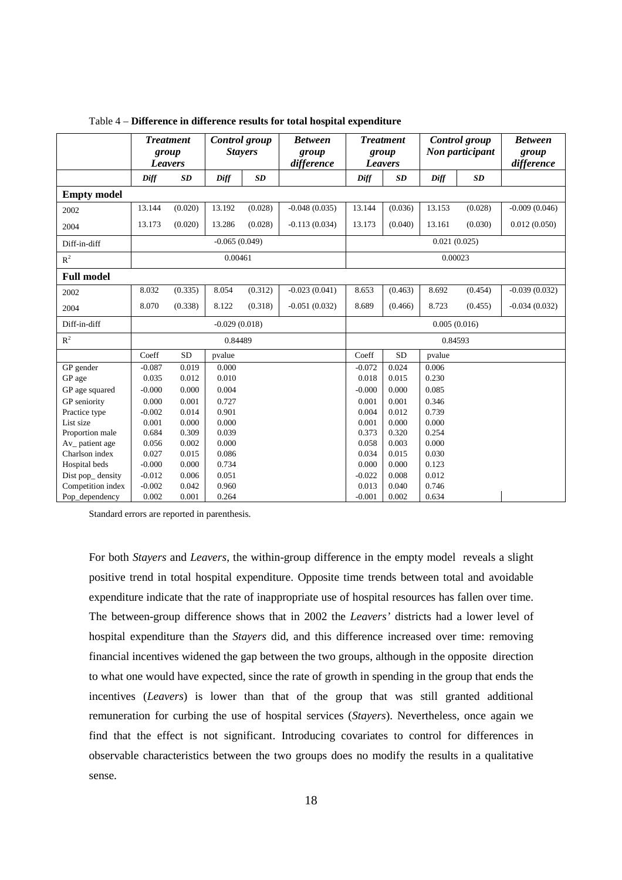Table 4 – **Difference in difference results for total hospital expenditure**

| | ***Treatment group Leavers*** | | ***Control group Stayers*** | | ***Between group difference*** | ***Treatment group Leavers*** | | ***Control group Non participant*** | | ***Between group difference*** |
|---|---|---|---|---|---|---|---|---|---|---|
| | ***Diff*** | ***SD*** | ***Diff*** | ***SD*** | | ***Diff*** | ***SD*** | ***Diff*** | ***SD*** | |
| **Empty model** | | | | | | | | | | |
| 2002 | 13.144 | (0.020) | 13.192 | (0.028) | -0.048 (0.035) | 13.144 | (0.036) | 13.153 | (0.028) | -0.009 (0.046) |
| 2004 | 13.173 | (0.020) | 13.286 | (0.028) | -0.113 (0.034) | 13.173 | (0.040) | 13.161 | (0.030) | 0.012 (0.050) |
| Diff-in-diff | -0.065 (0.049) | | | | | 0.021 (0.025) | | | | |
| $R^2$ | 0.00461 | | | | | 0.00023 | | | | |
| **Full model** | | | | | | | | | | |
| 2002 | 8.032 | (0.335) | 8.054 | (0.312) | -0.023 (0.041) | 8.653 | (0.463) | 8.692 | (0.454) | -0.039 (0.032) |
| 2004 | 8.070 | (0.338) | 8.122 | (0.318) | -0.051 (0.032) | 8.689 | (0.466) | 8.723 | (0.455) | -0.034 (0.032) |
| Diff-in-diff | -0.029 (0.018) | | | | | 0.005 (0.016) | | | | |
| $R^2$ | 0.84489 | | | | | 0.84593 | | | | |
| | Coeff | SD | pvalue | | | Coeff | SD | pvalue | | |
| GP gender | -0.087 | 0.019 | 0.000 | | | -0.072 | 0.024 | 0.006 | | |
| GP age | 0.035 | 0.012 | 0.010 | | | 0.018 | 0.015 | 0.230 | | |
| GP age squared | -0.000 | 0.000 | 0.004 | | | -0.000 | 0.000 | 0.085 | | |
| GP seniority | 0.000 | 0.001 | 0.727 | | | 0.001 | 0.001 | 0.346 | | |
| Practice type | -0.002 | 0.014 | 0.901 | | | 0.004 | 0.012 | 0.739 | | |
| List size | 0.001 | 0.000 | 0.000 | | | 0.001 | 0.000 | 0.000 | | |
| Proportion male | 0.684 | 0.309 | 0.039 | | | 0.373 | 0.320 | 0.254 | | |
| Av_ patient age | 0.056 | 0.002 | 0.000 | | | 0.058 | 0.003 | 0.000 | | |
| Charlson index | 0.027 | 0.015 | 0.086 | | | 0.034 | 0.015 | 0.030 | | |
| Hospital beds | -0.000 | 0.000 | 0.734 | | | 0.000 | 0.000 | 0.123 | | |
| Dist pop_ density | -0.012 | 0.006 | 0.051 | | | -0.022 | 0.008 | 0.012 | | |
| Competition index | -0.002 | 0.042 | 0.960 | | | 0.013 | 0.040 | 0.746 | | |
| Pop_dependency | 0.002 | 0.001 | 0.264 | | | -0.001 | 0.002 | 0.634 | | |

Standard errors are reported in parenthesis.

For both *Stayers* and *Leavers*, the within-group difference in the empty model reveals a slight positive trend in total hospital expenditure. Opposite time trends between total and avoidable expenditure indicate that the rate of inappropriate use of hospital resources has fallen over time. The between-group difference shows that in 2002 the *Leavers'* districts had a lower level of hospital expenditure than the *Stayers* did, and this difference increased over time: removing financial incentives widened the gap between the two groups, although in the opposite direction to what one would have expected, since the rate of growth in spending in the group that ends the incentives (*Leavers*) is lower than that of the group that was still granted additional remuneration for curbing the use of hospital services (*Stayers*). Nevertheless, once again we find that the effect is not significant. Introducing covariates to control for differences in observable characteristics between the two groups does no modify the results in a qualitative sense.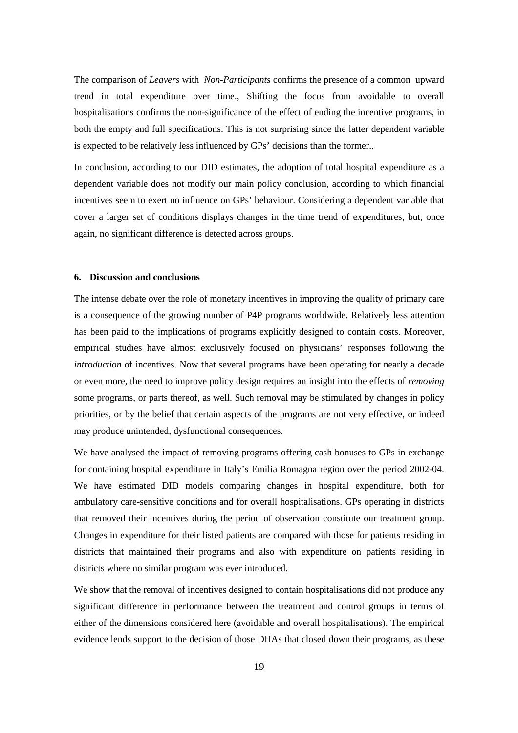The comparison of *Leavers* with *Non-Participants* confirms the presence of a common upward trend in total expenditure over time., Shifting the focus from avoidable to overall hospitalisations confirms the non-significance of the effect of ending the incentive programs, in both the empty and full specifications. This is not surprising since the latter dependent variable is expected to be relatively less influenced by GPs' decisions than the former..

In conclusion, according to our DID estimates, the adoption of total hospital expenditure as a dependent variable does not modify our main policy conclusion, according to which financial incentives seem to exert no influence on GPs' behaviour. Considering a dependent variable that cover a larger set of conditions displays changes in the time trend of expenditures, but, once again, no significant difference is detected across groups.

## 6. Discussion and conclusions

The intense debate over the role of monetary incentives in improving the quality of primary care is a consequence of the growing number of P4P programs worldwide. Relatively less attention has been paid to the implications of programs explicitly designed to contain costs. Moreover, empirical studies have almost exclusively focused on physicians' responses following the *introduction* of incentives. Now that several programs have been operating for nearly a decade or even more, the need to improve policy design requires an insight into the effects of *removing* some programs, or parts thereof, as well. Such removal may be stimulated by changes in policy priorities, or by the belief that certain aspects of the programs are not very effective, or indeed may produce unintended, dysfunctional consequences.

We have analysed the impact of removing programs offering cash bonuses to GPs in exchange for containing hospital expenditure in Italy's Emilia Romagna region over the period 2002-04. We have estimated DID models comparing changes in hospital expenditure, both for ambulatory care-sensitive conditions and for overall hospitalisations. GPs operating in districts that removed their incentives during the period of observation constitute our treatment group. Changes in expenditure for their listed patients are compared with those for patients residing in districts that maintained their programs and also with expenditure on patients residing in districts where no similar program was ever introduced.

We show that the removal of incentives designed to contain hospitalisations did not produce any significant difference in performance between the treatment and control groups in terms of either of the dimensions considered here (avoidable and overall hospitalisations). The empirical evidence lends support to the decision of those DHAs that closed down their programs, as these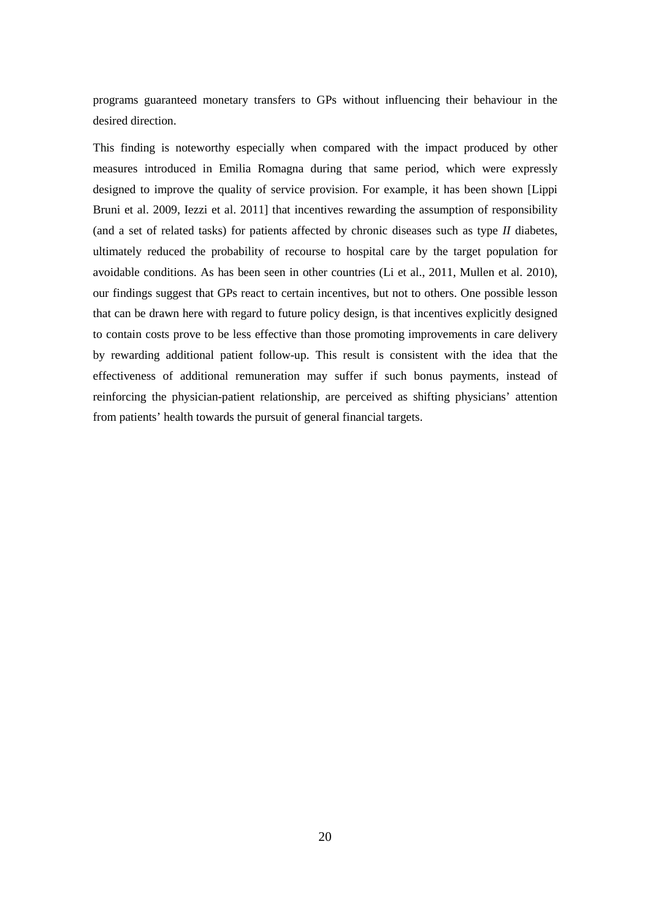programs guaranteed monetary transfers to GPs without influencing their behaviour in the desired direction.

This finding is noteworthy especially when compared with the impact produced by other measures introduced in Emilia Romagna during that same period, which were expressly designed to improve the quality of service provision. For example, it has been shown [Lippi Bruni et al. 2009, Iezzi et al. 2011] that incentives rewarding the assumption of responsibility (and a set of related tasks) for patients affected by chronic diseases such as type *II* diabetes, ultimately reduced the probability of recourse to hospital care by the target population for avoidable conditions. As has been seen in other countries (Li et al., 2011, Mullen et al. 2010), our findings suggest that GPs react to certain incentives, but not to others. One possible lesson that can be drawn here with regard to future policy design, is that incentives explicitly designed to contain costs prove to be less effective than those promoting improvements in care delivery by rewarding additional patient follow-up. This result is consistent with the idea that the effectiveness of additional remuneration may suffer if such bonus payments, instead of reinforcing the physician-patient relationship, are perceived as shifting physicians' attention from patients' health towards the pursuit of general financial targets.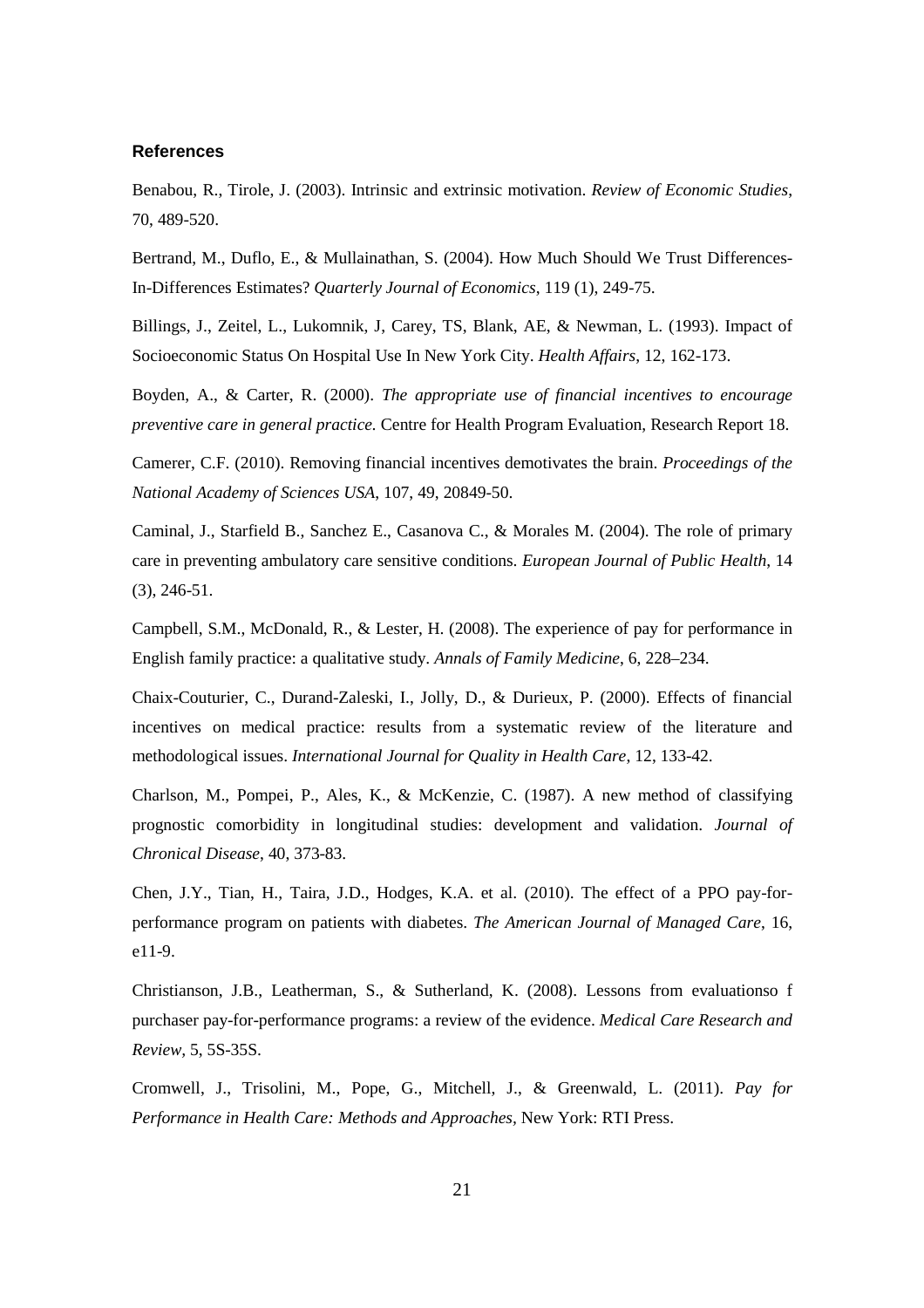### References

Benabou, R., Tirole, J. (2003). Intrinsic and extrinsic motivation. *Review of Economic Studies*, 70, 489-520.

Bertrand, M., Duflo, E., & Mullainathan, S. (2004). How Much Should We Trust Differences-In-Differences Estimates? *Quarterly Journal of Economics*, 119 (1), 249-75.

Billings, J., Zeitel, L., Lukomnik, J, Carey, TS, Blank, AE, & Newman, L. (1993). Impact of Socioeconomic Status On Hospital Use In New York City. *Health Affairs*, 12, 162-173.

Boyden, A., & Carter, R. (2000). *The appropriate use of financial incentives to encourage preventive care in general practice.* Centre for Health Program Evaluation, Research Report 18.

Camerer, C.F. (2010). Removing financial incentives demotivates the brain. *Proceedings of the National Academy of Sciences USA*, 107, 49, 20849-50.

Caminal, J., Starfield B., Sanchez E., Casanova C., & Morales M. (2004). The role of primary care in preventing ambulatory care sensitive conditions. *European Journal of Public Health*, 14 (3), 246-51.

Campbell, S.M., McDonald, R., & Lester, H. (2008). The experience of pay for performance in English family practice: a qualitative study. *Annals of Family Medicine*, 6, 228–234.

Chaix-Couturier, C., Durand-Zaleski, I., Jolly, D., & Durieux, P. (2000). Effects of financial incentives on medical practice: results from a systematic review of the literature and methodological issues. *International Journal for Quality in Health Care*, 12, 133-42.

Charlson, M., Pompei, P., Ales, K., & McKenzie, C. (1987). A new method of classifying prognostic comorbidity in longitudinal studies: development and validation. *Journal of Chronical Disease*, 40, 373-83.

Chen, J.Y., Tian, H., Taira, J.D., Hodges, K.A. et al. (2010). The effect of a PPO pay-for-performance program on patients with diabetes. *The American Journal of Managed Care*, 16, e11-9.

Christianson, J.B., Leatherman, S., & Sutherland, K. (2008). Lessons from evaluationso f purchaser pay-for-performance programs: a review of the evidence. *Medical Care Research and Review*, 5, 5S-35S.

Cromwell, J., Trisolini, M., Pope, G., Mitchell, J., & Greenwald, L. (2011). *Pay for Performance in Health Care: Methods and Approaches*, New York: RTI Press.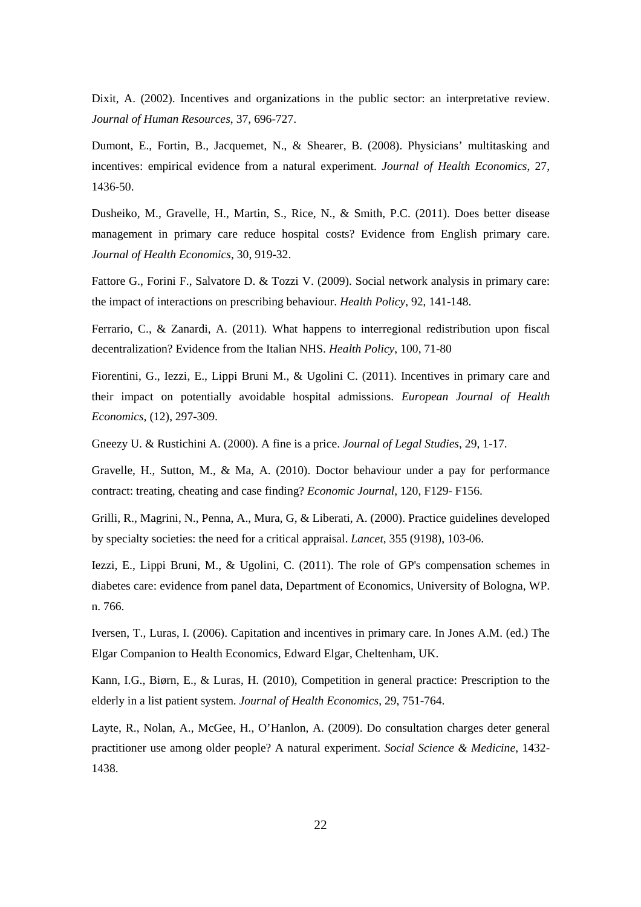Dixit, A. (2002). Incentives and organizations in the public sector: an interpretative review. *Journal of Human Resources*, 37, 696-727.

Dumont, E., Fortin, B., Jacquemet, N., & Shearer, B. (2008). Physicians' multitasking and incentives: empirical evidence from a natural experiment. *Journal of Health Economics*, 27, 1436-50.

Dusheiko, M., Gravelle, H., Martin, S., Rice, N., & Smith, P.C. (2011). Does better disease management in primary care reduce hospital costs? Evidence from English primary care. *Journal of Health Economics*, 30, 919-32.

Fattore G., Forini F., Salvatore D. & Tozzi V. (2009). Social network analysis in primary care: the impact of interactions on prescribing behaviour. *Health Policy*, 92, 141-148.

Ferrario, C., & Zanardi, A. (2011). What happens to interregional redistribution upon fiscal decentralization? Evidence from the Italian NHS. *Health Policy*, 100, 71-80

Fiorentini, G., Iezzi, E., Lippi Bruni M., & Ugolini C. (2011). Incentives in primary care and their impact on potentially avoidable hospital admissions. *European Journal of Health Economics,* (12), 297-309.

Gneezy U. & Rustichini A. (2000). A fine is a price. *Journal of Legal Studies*, 29, 1-17.

Gravelle, H., Sutton, M., & Ma, A. (2010). Doctor behaviour under a pay for performance contract: treating, cheating and case finding? *Economic Journal*, 120, F129- F156.

Grilli, R., Magrini, N., Penna, A., Mura, G, & Liberati, A. (2000). Practice guidelines developed by specialty societies: the need for a critical appraisal. *Lancet*, 355 (9198), 103-06.

Iezzi, E., Lippi Bruni, M., & Ugolini, C. (2011). The role of GP's compensation schemes in diabetes care: evidence from panel data, Department of Economics, University of Bologna, WP. n. 766.

Iversen, T., Luras, I. (2006). Capitation and incentives in primary care. In Jones A.M. (ed.) The Elgar Companion to Health Economics, Edward Elgar, Cheltenham, UK.

Kann, I.G., Biørn, E., & Luras, H. (2010), Competition in general practice: Prescription to the elderly in a list patient system. *Journal of Health Economics*, 29, 751-764.

Layte, R., Nolan, A., McGee, H., O'Hanlon, A. (2009). Do consultation charges deter general practitioner use among older people? A natural experiment. *Social Science & Medicine,* 1432-1438.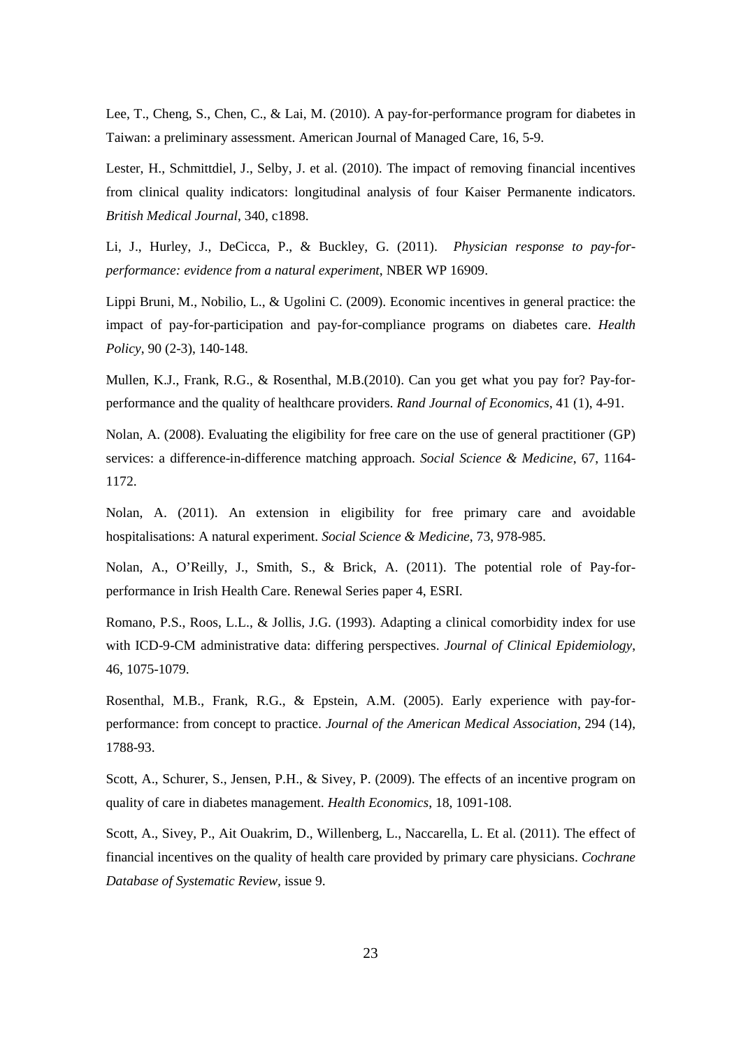Lee, T., Cheng, S., Chen, C., & Lai, M. (2010). A pay-for-performance program for diabetes in Taiwan: a preliminary assessment. American Journal of Managed Care, 16, 5-9.

Lester, H., Schmittdiel, J., Selby, J. et al. (2010). The impact of removing financial incentives from clinical quality indicators: longitudinal analysis of four Kaiser Permanente indicators. *British Medical Journal*, 340, c1898.

Li, J., Hurley, J., DeCicca, P., & Buckley, G. (2011). *Physician response to pay-for-performance: evidence from a natural experiment*, NBER WP 16909.

Lippi Bruni, M., Nobilio, L., & Ugolini C. (2009). Economic incentives in general practice: the impact of pay-for-participation and pay-for-compliance programs on diabetes care. *Health Policy*, 90 (2-3), 140-148.

Mullen, K.J., Frank, R.G., & Rosenthal, M.B.(2010). Can you get what you pay for? Pay-for-performance and the quality of healthcare providers. *Rand Journal of Economics*, 41 (1), 4-91.

Nolan, A. (2008). Evaluating the eligibility for free care on the use of general practitioner (GP) services: a difference-in-difference matching approach. *Social Science & Medicine*, 67, 1164-1172.

Nolan, A. (2011). An extension in eligibility for free primary care and avoidable hospitalisations: A natural experiment. *Social Science & Medicine*, 73, 978-985.

Nolan, A., O'Reilly, J., Smith, S., & Brick, A. (2011). The potential role of Pay-for-performance in Irish Health Care. Renewal Series paper 4, ESRI.

Romano, P.S., Roos, L.L., & Jollis, J.G. (1993). Adapting a clinical comorbidity index for use with ICD-9-CM administrative data: differing perspectives. *Journal of Clinical Epidemiology*, 46, 1075-1079.

Rosenthal, M.B., Frank, R.G., & Epstein, A.M. (2005). Early experience with pay-for-performance: from concept to practice. *Journal of the American Medical Association*, 294 (14), 1788-93.

Scott, A., Schurer, S., Jensen, P.H., & Sivey, P. (2009). The effects of an incentive program on quality of care in diabetes management. *Health Economics*, 18, 1091-108.

Scott, A., Sivey, P., Ait Ouakrim, D., Willenberg, L., Naccarella, L. Et al. (2011). The effect of financial incentives on the quality of health care provided by primary care physicians. *Cochrane Database of Systematic Review*, issue 9.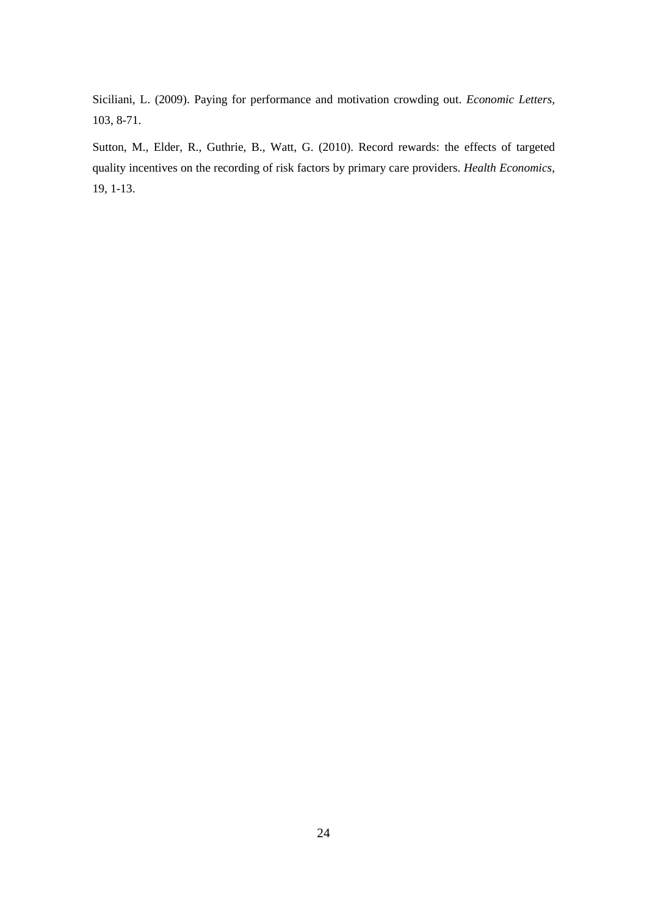Siciliani, L. (2009). Paying for performance and motivation crowding out. *Economic Letters*, 103, 8-71.

Sutton, M., Elder, R., Guthrie, B., Watt, G. (2010). Record rewards: the effects of targeted quality incentives on the recording of risk factors by primary care providers. *Health Economics*, 19, 1-13.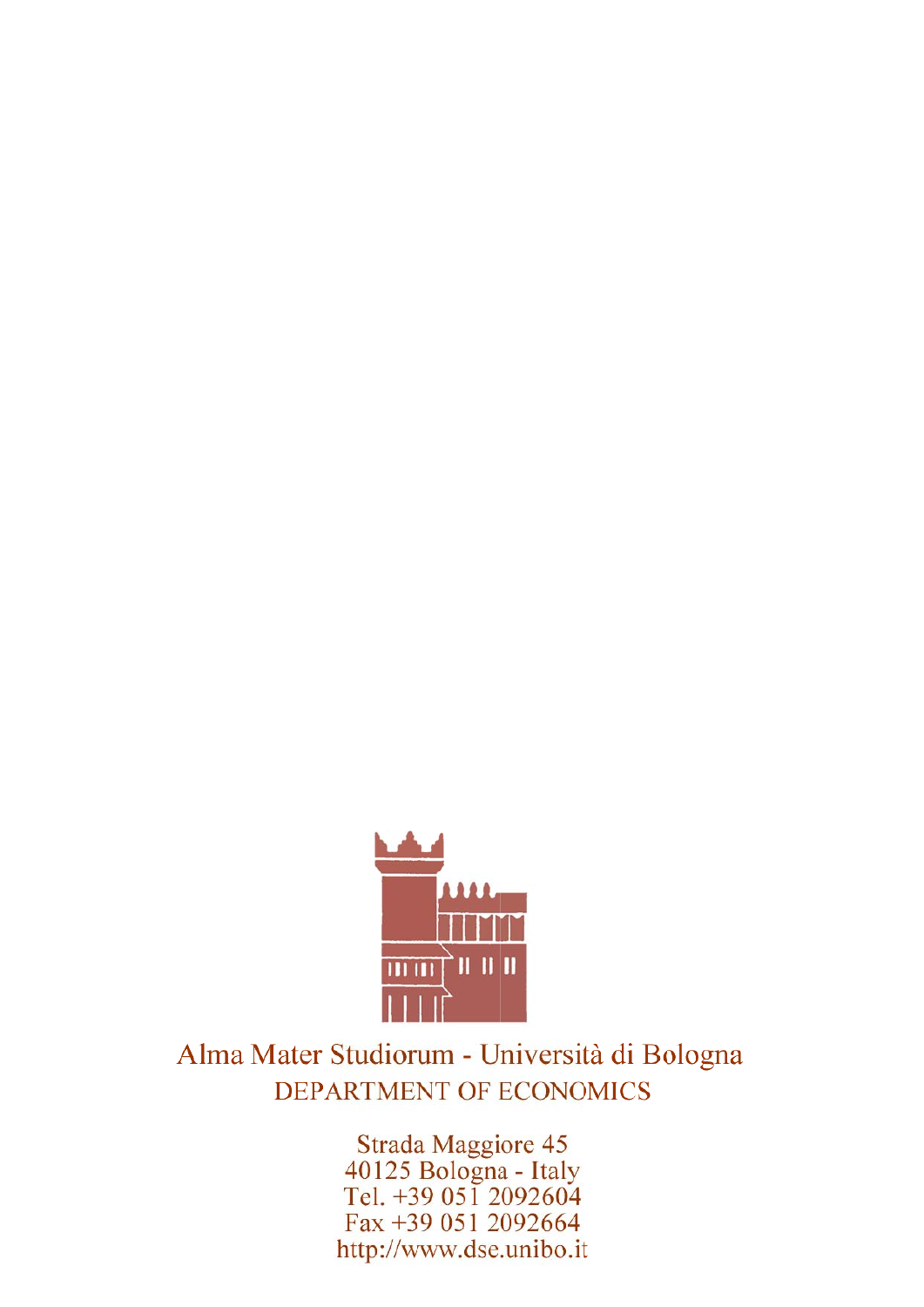Alma Mater Studiorum - Università di Bologna

DEPARTMENT OF ECONOMICS

Strada Maggiore 45
40125 Bologna - Italy
Tel. +39 051 2092604
Fax +39 051 2092664
http://www.dse.unibo.it